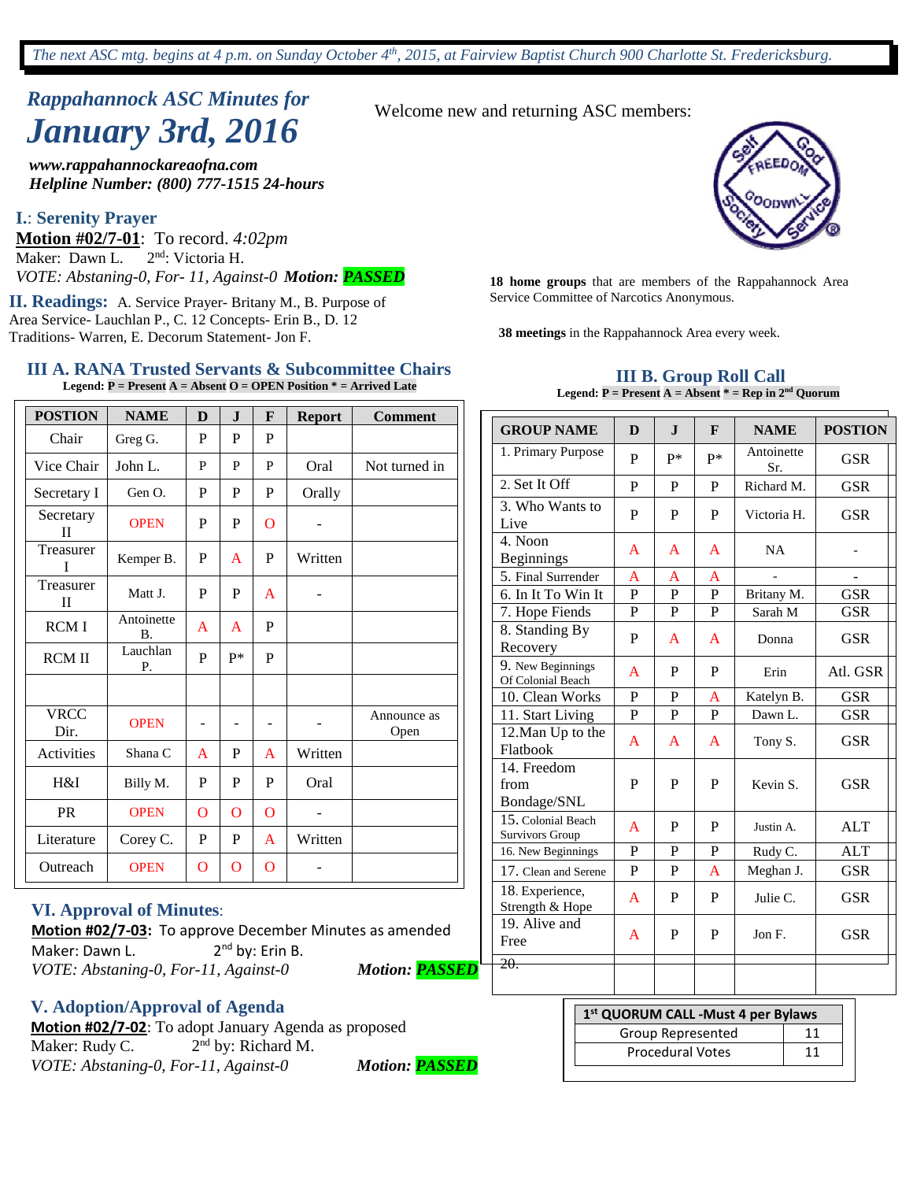*The next ASC mtg. begins at 4 p.m. on Sunday October 4th, 2015, at Fairview Baptist Church 900 Charlotte St. Fredericksburg.*

## *Rappahannock ASC Minutes for*
# *January 3rd, 2016*

***www.rappahannockareaofna.com***
***Helpline Number: (800) 777-1515 24-hours***

Welcome new and returning ASC members:

**18 home groups** that are members of the Rappahannock Area Service Committee of Narcotics Anonymous.

**38 meetings** in the Rappahannock Area every week.

### I.: Serenity Prayer

**Motion #02/7-01**: To record. *4:02pm*
Maker: Dawn L. 2nd: Victoria H.
*VOTE: Abstaning-0, For- 11, Against-0* ***Motion: PASSED***

### II. Readings:
A. Service Prayer- Britany M., B. Purpose of Area Service- Lauchlan P., C. 12 Concepts- Erin B., D. 12 Traditions- Warren, E. Decorum Statement- Jon F.

### III A. RANA Trusted Servants & Subcommittee Chairs

**Legend: P = Present A = Absent O = OPEN Position * = Arrived Late**

| POSTION | NAME | D | J | F | Report | Comment |
|---|---|---|---|---|---|---|
| Chair | Greg G. | P | P | P | | |
| Vice Chair | John L. | P | P | P | Oral | Not turned in |
| Secretary I | Gen O. | P | P | P | Orally | |
| Secretary II | OPEN | P | P | O | - | |
| Treasurer I | Kemper B. | P | A | P | Written | |
| Treasurer II | Matt J. | P | P | A | - | |
| RCM I | Antoinette B. | A | A | P | | |
| RCM II | Lauchlan P. | P | P* | P | | |
| | | | | | | |
| VRCC Dir. | OPEN | - | - | - | - | Announce as Open |
| Activities | Shana C | A | P | A | Written | |
| H&I | Billy M. | P | P | P | Oral | |
| PR | OPEN | O | O | O | - | |
| Literature | Corey C. | P | P | A | Written | |
| Outreach | OPEN | O | O | O | - | |

### III B. Group Roll Call

**Legend: P = Present A = Absent * = Rep in 2nd Quorum**

| GROUP NAME | D | J | F | NAME | POSTION |
|---|---|---|---|---|---|
| 1. Primary Purpose | P | P* | P* | Antoinette Sr. | GSR |
| 2. Set It Off | P | P | P | Richard M. | GSR |
| 3. Who Wants to Live | P | P | P | Victoria H. | GSR |
| 4. Noon Beginnings | A | A | A | NA | - |
| 5. Final Surrender | A | A | A | - | - |
| 6. In It To Win It | P | P | P | Britany M. | GSR |
| 7. Hope Fiends | P | P | P | Sarah M | GSR |
| 8. Standing By Recovery | P | A | A | Donna | GSR |
| 9. New Beginnings Of Colonial Beach | A | P | P | Erin | Atl. GSR |
| 10. Clean Works | P | P | A | Katelyn B. | GSR |
| 11. Start Living | P | P | P | Dawn L. | GSR |
| 12.Man Up to the Flatbook | A | A | A | Tony S. | GSR |
| 14. Freedom from Bondage/SNL | P | P | P | Kevin S. | GSR |
| 15. Colonial Beach Survivors Group | A | P | P | Justin A. | ALT |
| 16. New Beginnings | P | P | P | Rudy C. | ALT |
| 17. Clean and Serene | P | P | A | Meghan J. | GSR |
| 18. Experience, Strength & Hope | A | P | P | Julie C. | GSR |
| 19. Alive and Free | A | P | P | Jon F. | GSR |
| ~~20.~~ | | | | | |

| 1st QUORUM CALL -Must 4 per Bylaws | |
|---|---|
| Group Represented | 11 |
| Procedural Votes | 11 |

### VI. Approval of Minutes:

**Motion #02/7-03:** To approve December Minutes as amended
Maker: Dawn L. 2nd by: Erin B.
*VOTE: Abstaning-0, For-11, Against-0* ***Motion: PASSED***

### V. Adoption/Approval of Agenda

**Motion #02/7-02**: To adopt January Agenda as proposed
Maker: Rudy C. 2nd by: Richard M.
*VOTE: Abstaning-0, For-11, Against-0* ***Motion: PASSED***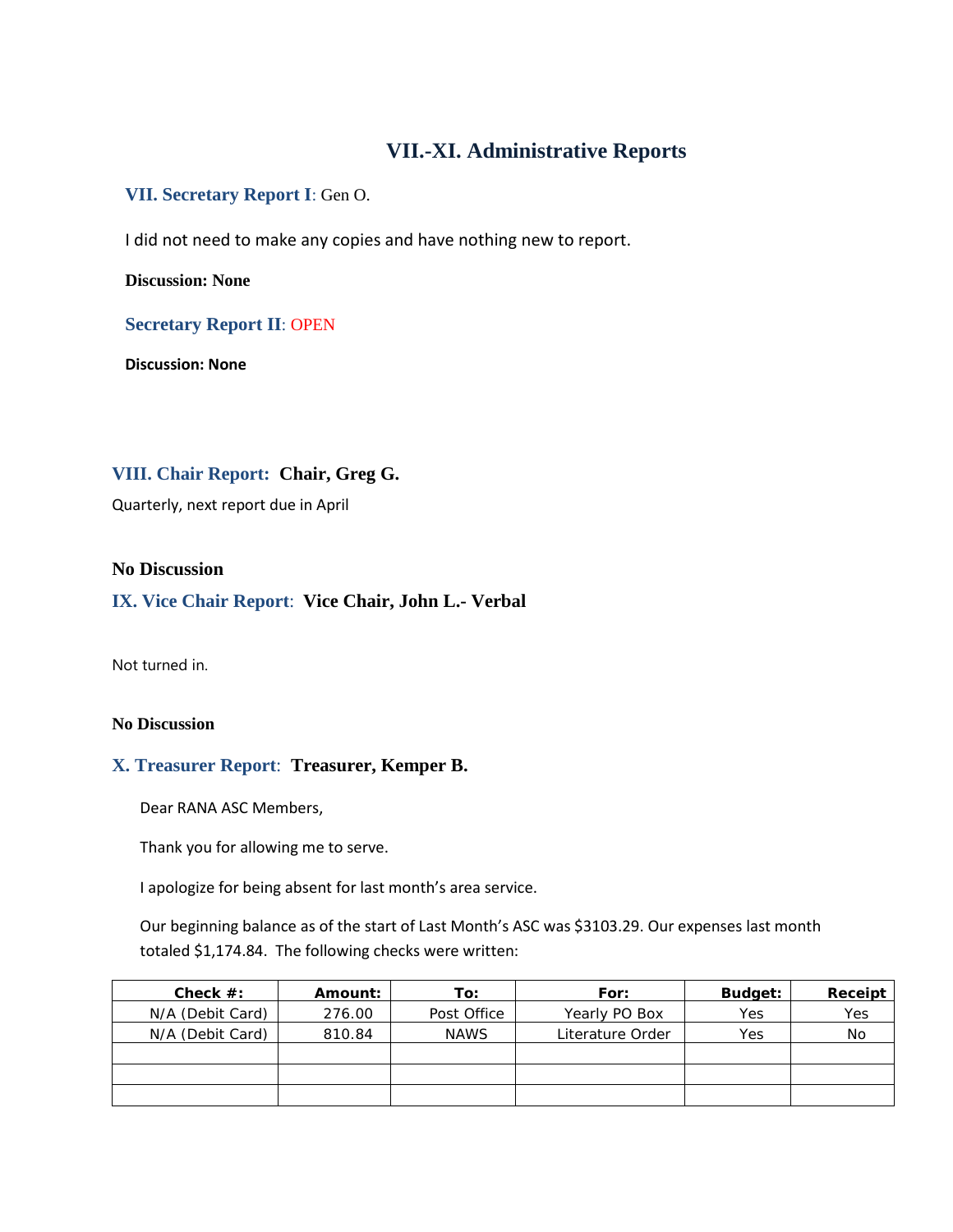# VII.-XI. Administrative Reports

## VII. Secretary Report I: Gen O.

I did not need to make any copies and have nothing new to report.

**Discussion: None**

## Secretary Report II: OPEN

**Discussion: None**

## VIII. Chair Report: Chair, Greg G.

Quarterly, next report due in April

**No Discussion**

## IX. Vice Chair Report: Vice Chair, John L.- Verbal

Not turned in.

**No Discussion**

## X. Treasurer Report: Treasurer, Kemper B.

Dear RANA ASC Members,

Thank you for allowing me to serve.

I apologize for being absent for last month's area service.

Our beginning balance as of the start of Last Month's ASC was $3103.29. Our expenses last month totaled $1,174.84. The following checks were written:

| Check #: | Amount: | To: | For: | Budget: | Receipt |
|---|---|---|---|---|---|
| N/A (Debit Card) | 276.00 | Post Office | Yearly PO Box | Yes | Yes |
| N/A (Debit Card) | 810.84 | NAWS | Literature Order | Yes | No |
| | | | | | |
| | | | | | |
| | | | | | |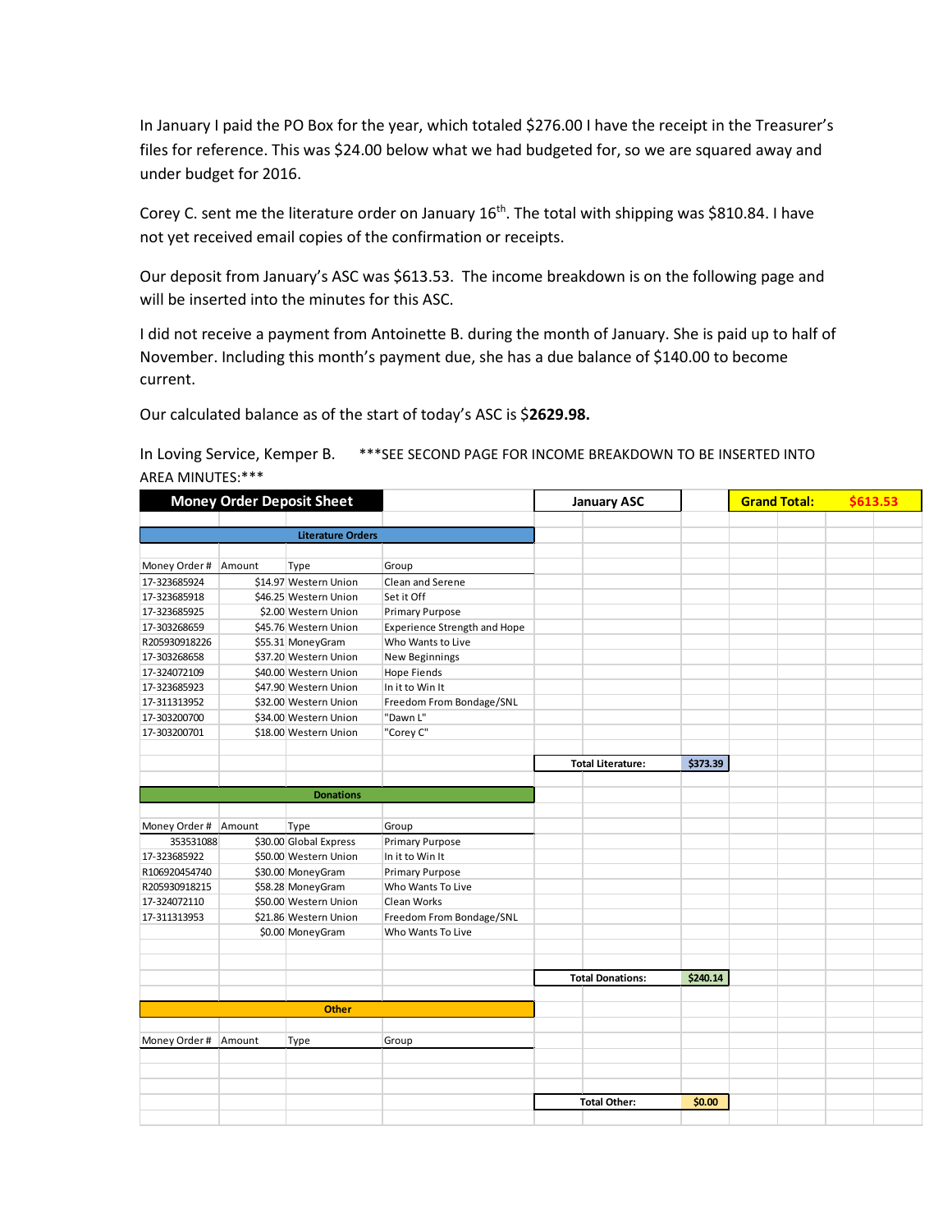In January I paid the PO Box for the year, which totaled $276.00 I have the receipt in the Treasurer's files for reference. This was $24.00 below what we had budgeted for, so we are squared away and under budget for 2016.

Corey C. sent me the literature order on January 16th. The total with shipping was $810.84. I have not yet received email copies of the confirmation or receipts.

Our deposit from January's ASC was $613.53. The income breakdown is on the following page and will be inserted into the minutes for this ASC.

I did not receive a payment from Antoinette B. during the month of January. She is paid up to half of November. Including this month's payment due, she has a due balance of $140.00 to become current.

Our calculated balance as of the start of today's ASC is $**2629.98.**

In Loving Service, Kemper B. ***SEE SECOND PAGE FOR INCOME BREAKDOWN TO BE INSERTED INTO AREA MINUTES:***

**Money Order Deposit Sheet** — **January ASC** — **Grand Total: $613.53**

**Literature Orders**

| Money Order # | Amount | Type | Group |
|---|---|---|---|
| 17-323685924 | $14.97 | Western Union | Clean and Serene |
| 17-323685918 | $46.25 | Western Union | Set it Off |
| 17-323685925 | $2.00 | Western Union | Primary Purpose |
| 17-303268659 | $45.76 | Western Union | Experience Strength and Hope |
| R205930918226 | $55.31 | MoneyGram | Who Wants to Live |
| 17-303268658 | $37.20 | Western Union | New Beginnings |
| 17-324072109 | $40.00 | Western Union | Hope Fiends |
| 17-323685923 | $47.90 | Western Union | In it to Win It |
| 17-311313952 | $32.00 | Western Union | Freedom From Bondage/SNL |
| 17-303200700 | $34.00 | Western Union | "Dawn L" |
| 17-303200701 | $18.00 | Western Union | "Corey C" |

**Total Literature: $373.39**

**Donations**

| Money Order # | Amount | Type | Group |
|---|---|---|---|
| 353531088 | $30.00 | Global Express | Primary Purpose |
| 17-323685922 | $50.00 | Western Union | In it to Win It |
| R106920454740 | $30.00 | MoneyGram | Primary Purpose |
| R205930918215 | $58.28 | MoneyGram | Who Wants To Live |
| 17-324072110 | $50.00 | Western Union | Clean Works |
| 17-311313953 | $21.86 | Western Union | Freedom From Bondage/SNL |
| | $0.00 | MoneyGram | Who Wants To Live |

**Total Donations: $240.14**

**Other**

| Money Order # | Amount | Type | Group |
|---|---|---|---|
| | | | |

**Total Other: $0.00**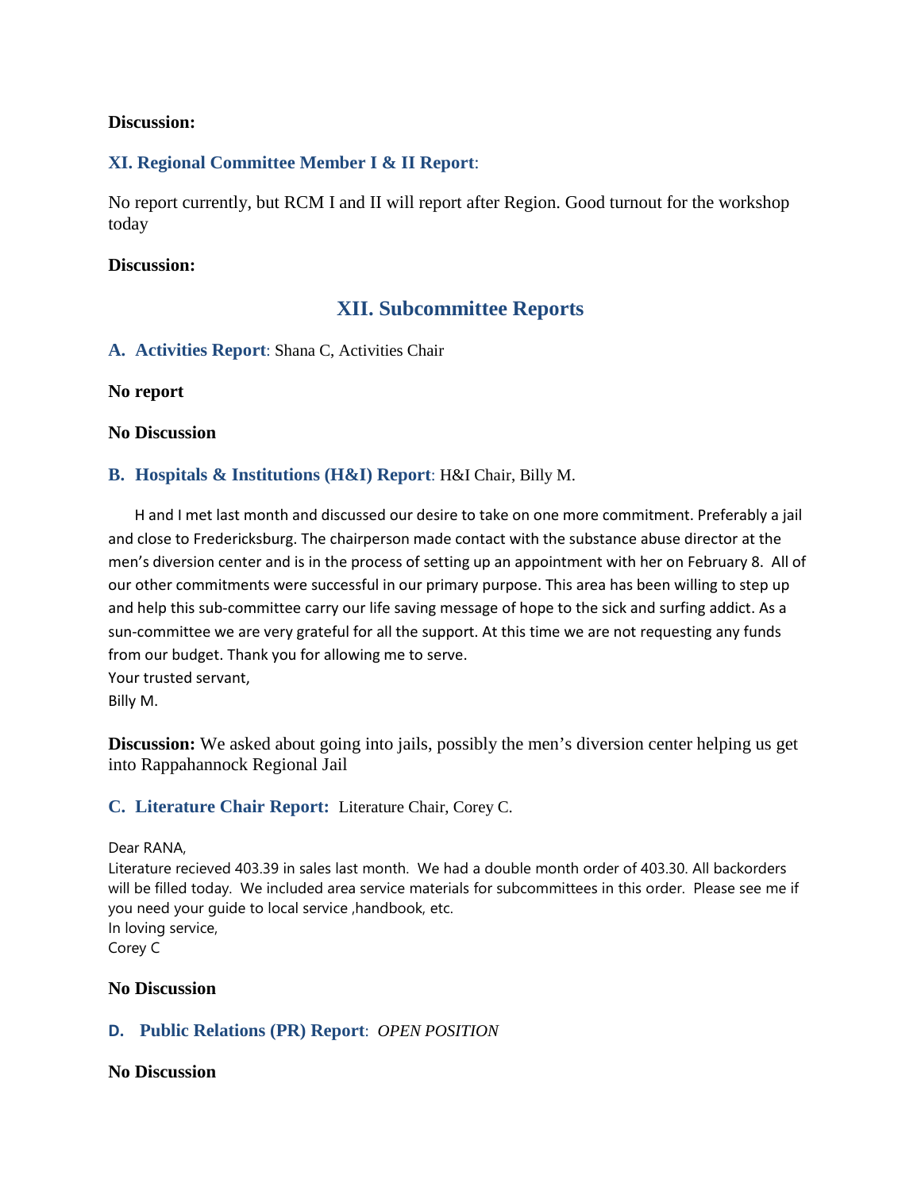**Discussion:**

### XI. Regional Committee Member I & II Report:

No report currently, but RCM I and II will report after Region. Good turnout for the workshop today

**Discussion:**

## XII. Subcommittee Reports

### A. Activities Report: Shana C, Activities Chair

**No report**

**No Discussion**

### B. Hospitals & Institutions (H&I) Report: H&I Chair, Billy M.

H and I met last month and discussed our desire to take on one more commitment. Preferably a jail and close to Fredericksburg. The chairperson made contact with the substance abuse director at the men's diversion center and is in the process of setting up an appointment with her on February 8. All of our other commitments were successful in our primary purpose. This area has been willing to step up and help this sub-committee carry our life saving message of hope to the sick and surfing addict. As a sun-committee we are very grateful for all the support. At this time we are not requesting any funds from our budget. Thank you for allowing me to serve.
Your trusted servant,
Billy M.

**Discussion:** We asked about going into jails, possibly the men's diversion center helping us get into Rappahannock Regional Jail

### C. Literature Chair Report: Literature Chair, Corey C.

Dear RANA,
Literature recieved 403.39 in sales last month. We had a double month order of 403.30. All backorders will be filled today. We included area service materials for subcommittees in this order. Please see me if you need your guide to local service ,handbook, etc.
In loving service,
Corey C

**No Discussion**

### D. Public Relations (PR) Report: *OPEN POSITION*

**No Discussion**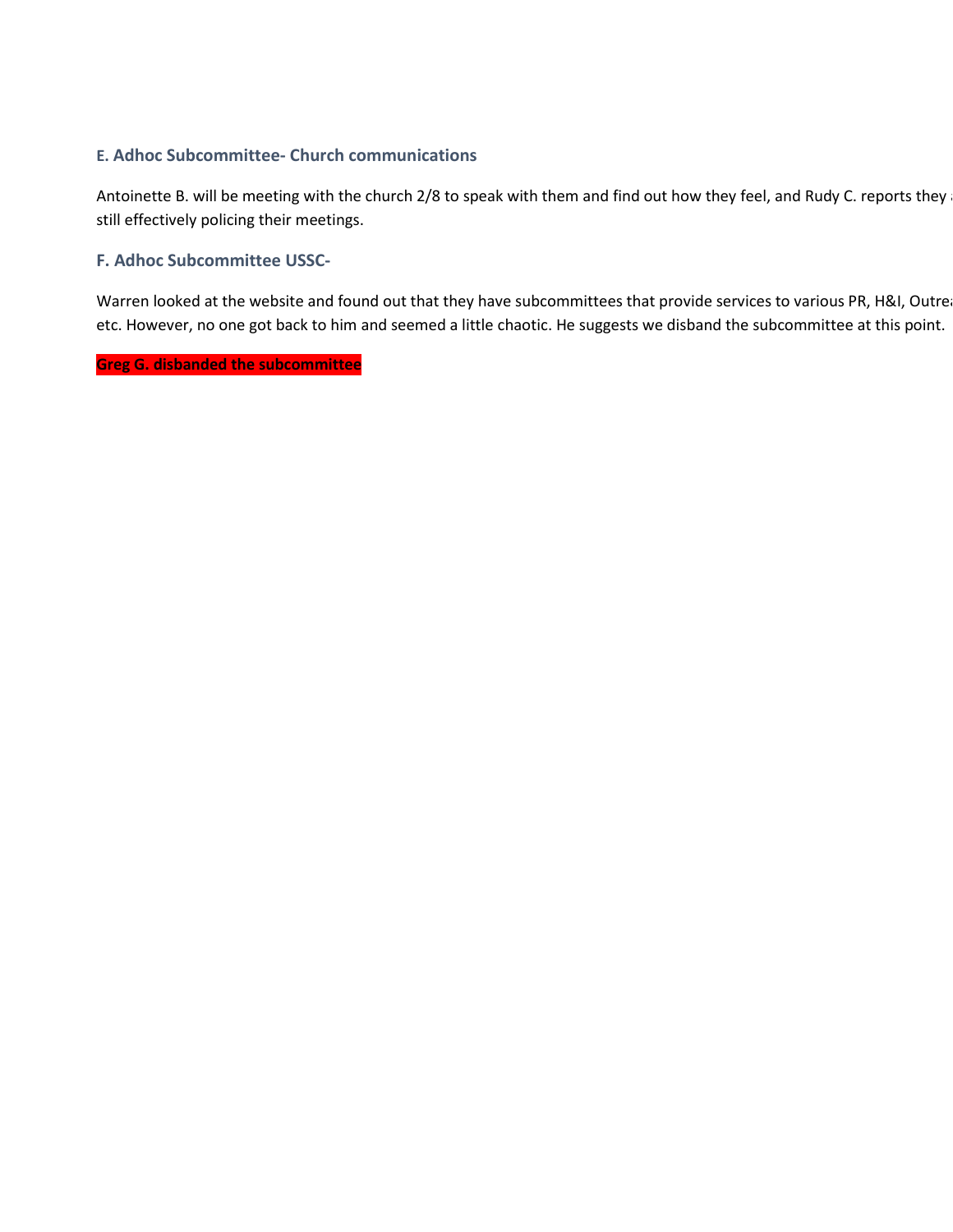### E. Adhoc Subcommittee- Church communications

Antoinette B. will be meeting with the church 2/8 to speak with them and find out how they feel, and Rudy C. reports they a still effectively policing their meetings.

### F. Adhoc Subcommittee USSC-

Warren looked at the website and found out that they have subcommittees that provide services to various PR, H&I, Outrea etc. However, no one got back to him and seemed a little chaotic. He suggests we disband the subcommittee at this point.

**Greg G. disbanded the subcommittee**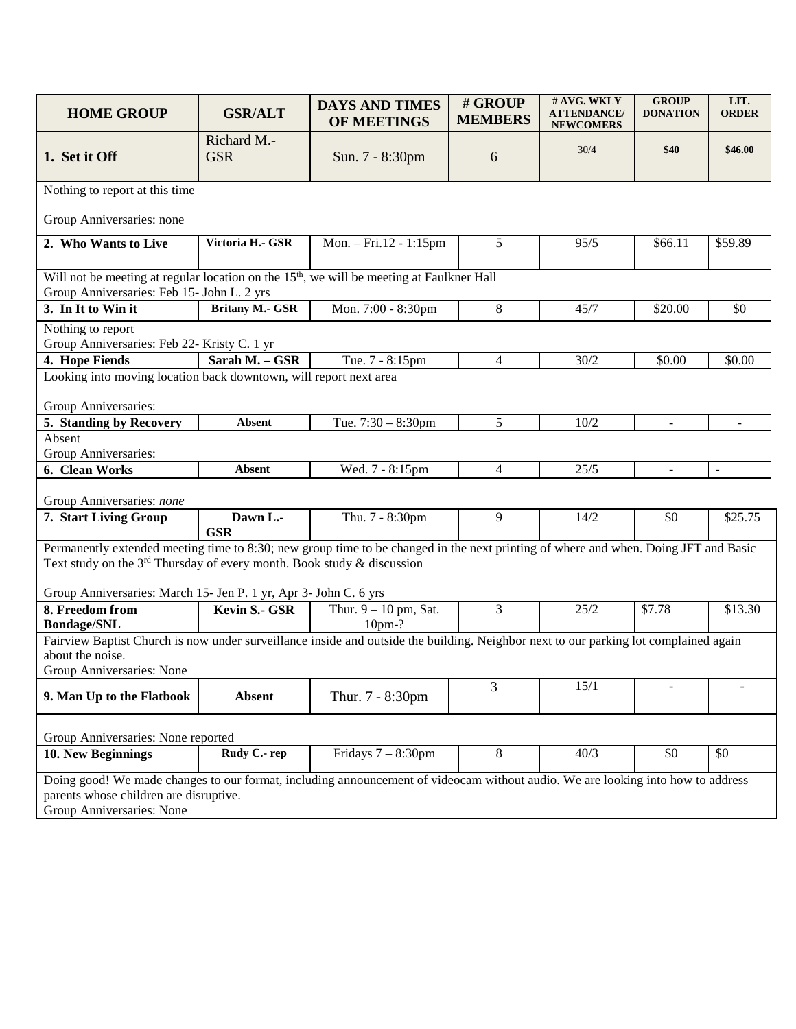| HOME GROUP | GSR/ALT | DAYS AND TIMES OF MEETINGS | # GROUP MEMBERS | # AVG. WKLY ATTENDANCE/ NEWCOMERS | GROUP DONATION | LIT. ORDER |
|---|---|---|---|---|---|---|
| **1. Set it Off** | Richard M.- GSR | Sun. 7 - 8:30pm | 6 | 30/4 | **$40** | **$46.00** |
| Nothing to report at this time<br><br>Group Anniversaries: none | | | | | | |
| **2. Who Wants to Live** | **Victoria H.- GSR** | Mon. – Fri.12 - 1:15pm | 5 | 95/5 | $66.11 | $59.89 |
| Will not be meeting at regular location on the 15th, we will be meeting at Faulkner Hall<br>Group Anniversaries: Feb 15- John L. 2 yrs | | | | | | |
| **3. In It to Win it** | **Britany M.- GSR** | Mon. 7:00 - 8:30pm | 8 | 45/7 | $20.00 | $0 |
| Nothing to report<br>Group Anniversaries: Feb 22- Kristy C. 1 yr | | | | | | |
| **4. Hope Fiends** | **Sarah M. – GSR** | Tue. 7 - 8:15pm | 4 | 30/2 | $0.00 | $0.00 |
| Looking into moving location back downtown, will report next area<br><br>Group Anniversaries: | | | | | | |
| **5. Standing by Recovery** | **Absent** | Tue. 7:30 – 8:30pm | 5 | 10/2 | - | - |
| Absent<br>Group Anniversaries: | | | | | | |
| **6. Clean Works** | **Absent** | Wed. 7 - 8:15pm | 4 | 25/5 | - | - |
| Group Anniversaries: *none* | | | | | | |
| **7. Start Living Group** | **Dawn L.- GSR** | Thu. 7 - 8:30pm | 9 | 14/2 | $0 | $25.75 |
| Permanently extended meeting time to 8:30; new group time to be changed in the next printing of where and when. Doing JFT and Basic Text study on the 3rd Thursday of every month. Book study & discussion<br><br>Group Anniversaries: March 15- Jen P. 1 yr, Apr 3- John C. 6 yrs | | | | | | |
| **8. Freedom from Bondage/SNL** | **Kevin S.- GSR** | Thur. 9 – 10 pm, Sat. 10pm-? | 3 | 25/2 | $7.78 | $13.30 |
| Fairview Baptist Church is now under surveillance inside and outside the building. Neighbor next to our parking lot complained again about the noise.<br>Group Anniversaries: None | | | | | | |
| **9. Man Up to the Flatbook** | **Absent** | Thur. 7 - 8:30pm | 3 | 15/1 | - | - |
| Group Anniversaries: None reported | | | | | | |
| **10. New Beginnings** | **Rudy C.- rep** | Fridays 7 – 8:30pm | 8 | 40/3 | $0 | $0 |
| Doing good! We made changes to our format, including announcement of videocam without audio. We are looking into how to address parents whose children are disruptive.<br>Group Anniversaries: None | | | | | | |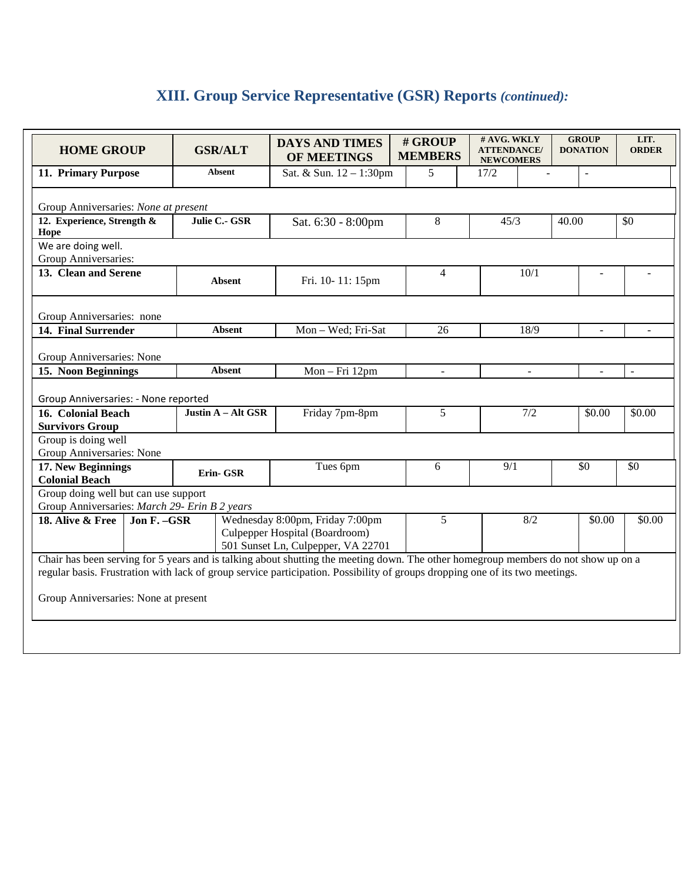# XIII. Group Service Representative (GSR) Reports *(continued)*:

| HOME GROUP | GSR/ALT | DAYS AND TIMES OF MEETINGS | # GROUP MEMBERS | # AVG. WKLY ATTENDANCE/ NEWCOMERS | GROUP DONATION | LIT. ORDER |
|---|---|---|---|---|---|---|
| **11. Primary Purpose** | **Absent** | Sat. & Sun. 12 – 1:30pm | 5 | 17/2 | - | - |
| Group Anniversaries: *None at present* | | | | | | |
| **12. Experience, Strength & Hope** | **Julie C.- GSR** | Sat. 6:30 - 8:00pm | 8 | 45/3 | 40.00 | $0 |
| We are doing well.<br>Group Anniversaries: | | | | | | |
| **13. Clean and Serene** | **Absent** | Fri. 10- 11: 15pm | 4 | 10/1 | - | - |
| Group Anniversaries: none | | | | | | |
| **14. Final Surrender** | **Absent** | Mon – Wed; Fri-Sat | 26 | 18/9 | - | - |
| Group Anniversaries: None | | | | | | |
| **15. Noon Beginnings** | **Absent** | Mon – Fri 12pm | - | - | - | - |
| Group Anniversaries: - None reported | | | | | | |
| **16. Colonial Beach Survivors Group** | **Justin A – Alt GSR** | Friday 7pm-8pm | 5 | 7/2 | $0.00 | $0.00 |
| Group is doing well<br>Group Anniversaries: None | | | | | | |
| **17. New Beginnings Colonial Beach** | **Erin- GSR** | Tues 6pm | 6 | 9/1 | $0 | $0 |
| Group doing well but can use support<br>Group Anniversaries: *March 29- Erin B 2 years* | | | | | | |
| **18. Alive & Free** | **Jon F. –GSR** | Wednesday 8:00pm, Friday 7:00pm<br>Culpepper Hospital (Boardroom)<br>501 Sunset Ln, Culpepper, VA 22701 | 5 | 8/2 | $0.00 | $0.00 |
| Chair has been serving for 5 years and is talking about shutting the meeting down. The other homegroup members do not show up on a regular basis. Frustration with lack of group service participation. Possibility of groups dropping one of its two meetings.<br><br>Group Anniversaries: None at present | | | | | | |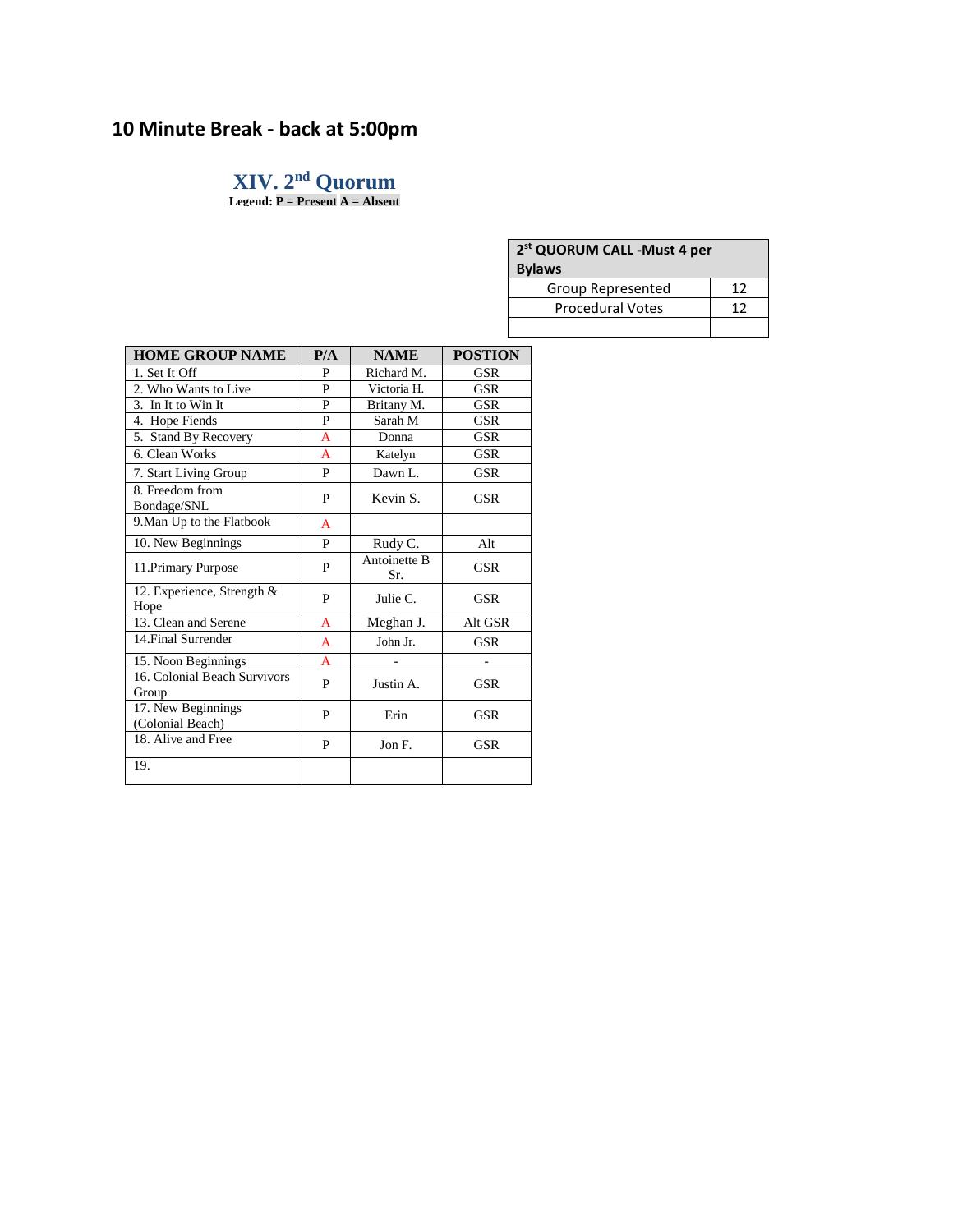## 10 Minute Break - back at 5:00pm

### XIV. 2nd Quorum

**Legend: P = Present A = Absent**

| 2st QUORUM CALL -Must 4 per Bylaws | |
|---|---|
| Group Represented | 12 |
| Procedural Votes | 12 |
| | |

| HOME GROUP NAME | P/A | NAME | POSTION |
|---|---|---|---|
| 1. Set It Off | P | Richard M. | GSR |
| 2. Who Wants to Live | P | Victoria H. | GSR |
| 3. In It to Win It | P | Britany M. | GSR |
| 4. Hope Fiends | P | Sarah M | GSR |
| 5. Stand By Recovery | A | Donna | GSR |
| 6. Clean Works | A | Katelyn | GSR |
| 7. Start Living Group | P | Dawn L. | GSR |
| 8. Freedom from Bondage/SNL | P | Kevin S. | GSR |
| 9.Man Up to the Flatbook | A | | |
| 10. New Beginnings | P | Rudy C. | Alt |
| 11.Primary Purpose | P | Antoinette B Sr. | GSR |
| 12. Experience, Strength & Hope | P | Julie C. | GSR |
| 13. Clean and Serene | A | Meghan J. | Alt GSR |
| 14.Final Surrender | A | John Jr. | GSR |
| 15. Noon Beginnings | A | - | - |
| 16. Colonial Beach Survivors Group | P | Justin A. | GSR |
| 17. New Beginnings (Colonial Beach) | P | Erin | GSR |
| 18. Alive and Free | P | Jon F. | GSR |
| 19. | | | |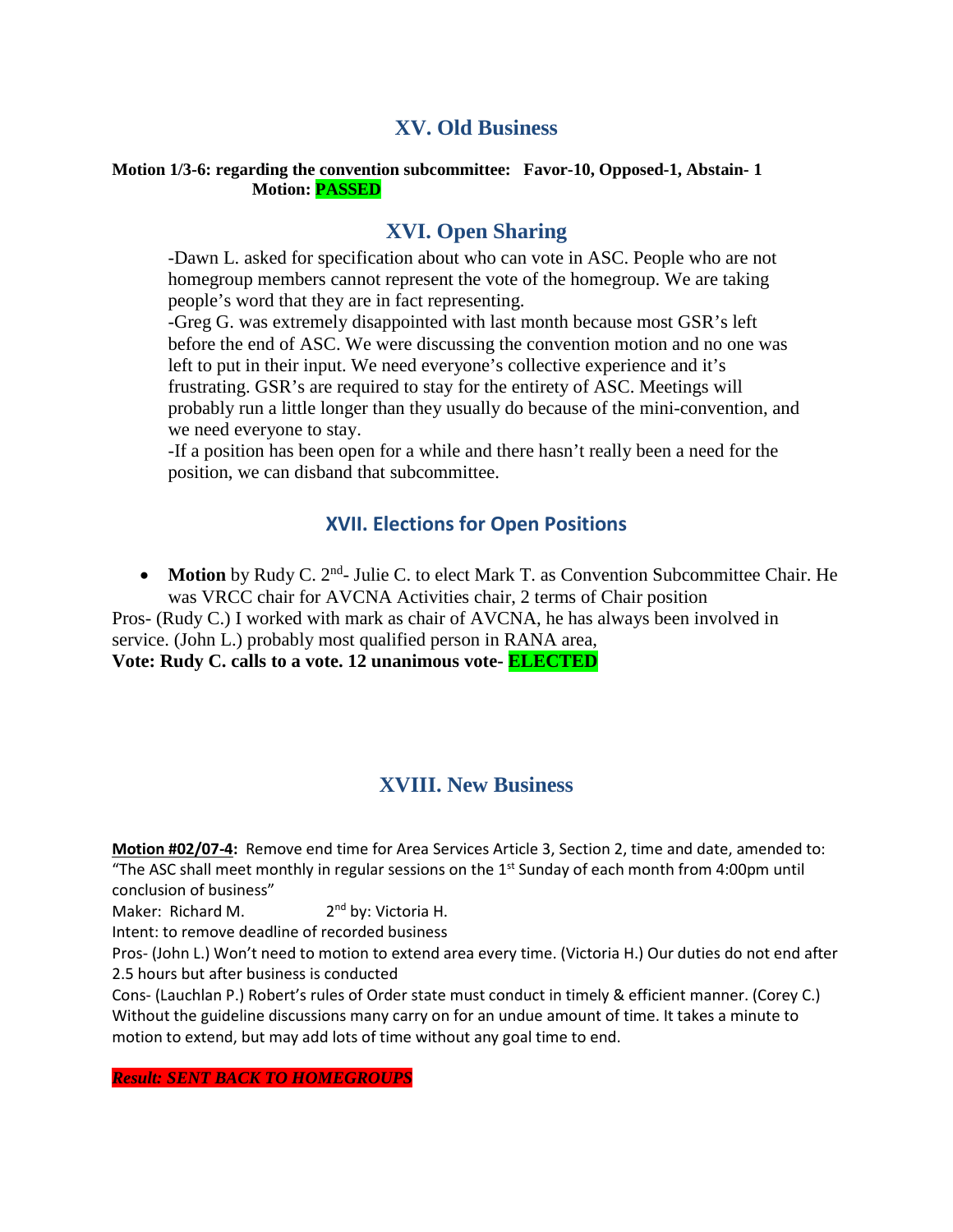## XV. Old Business

**Motion 1/3-6: regarding the convention subcommittee: Favor-10, Opposed-1, Abstain- 1**
**Motion: PASSED**

## XVI. Open Sharing

-Dawn L. asked for specification about who can vote in ASC. People who are not homegroup members cannot represent the vote of the homegroup. We are taking people's word that they are in fact representing.
-Greg G. was extremely disappointed with last month because most GSR's left before the end of ASC. We were discussing the convention motion and no one was left to put in their input. We need everyone's collective experience and it's frustrating. GSR's are required to stay for the entirety of ASC. Meetings will probably run a little longer than they usually do because of the mini-convention, and we need everyone to stay.
-If a position has been open for a while and there hasn't really been a need for the position, we can disband that subcommittee.

## XVII. Elections for Open Positions

- **Motion** by Rudy C. 2nd- Julie C. to elect Mark T. as Convention Subcommittee Chair. He was VRCC chair for AVCNA Activities chair, 2 terms of Chair position

Pros- (Rudy C.) I worked with mark as chair of AVCNA, he has always been involved in service. (John L.) probably most qualified person in RANA area,
**Vote: Rudy C. calls to a vote. 12 unanimous vote- ELECTED**

## XVIII. New Business

**Motion #02/07-4:** Remove end time for Area Services Article 3, Section 2, time and date, amended to: "The ASC shall meet monthly in regular sessions on the 1st Sunday of each month from 4:00pm until conclusion of business"
Maker: Richard M. 2nd by: Victoria H.
Intent: to remove deadline of recorded business
Pros- (John L.) Won't need to motion to extend area every time. (Victoria H.) Our duties do not end after 2.5 hours but after business is conducted
Cons- (Lauchlan P.) Robert's rules of Order state must conduct in timely & efficient manner. (Corey C.) Without the guideline discussions many carry on for an undue amount of time. It takes a minute to motion to extend, but may add lots of time without any goal time to end.

***Result: SENT BACK TO HOMEGROUPS***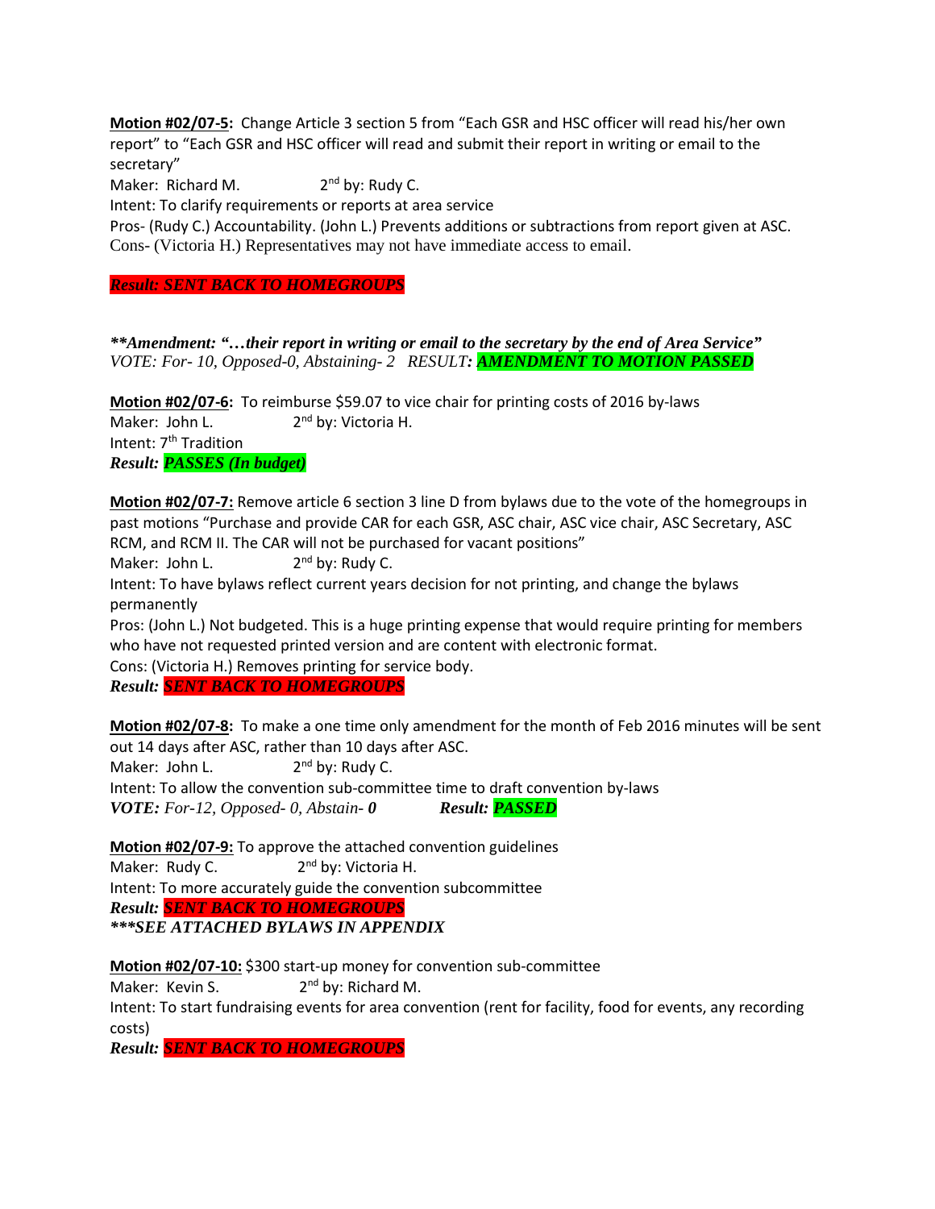**Motion #02/07-5:** Change Article 3 section 5 from "Each GSR and HSC officer will read his/her own report" to "Each GSR and HSC officer will read and submit their report in writing or email to the secretary"

Maker: Richard M. 2nd by: Rudy C.

Intent: To clarify requirements or reports at area service

Pros- (Rudy C.) Accountability. (John L.) Prevents additions or subtractions from report given at ASC.

Cons- (Victoria H.) Representatives may not have immediate access to email.

***Result: SENT BACK TO HOMEGROUPS***

***\*\*Amendment: "…their report in writing or email to the secretary by the end of Area Service"***

*VOTE: For- 10, Opposed-0, Abstaining- 2 RESULT: **AMENDMENT TO MOTION PASSED***

**Motion #02/07-6:** To reimburse $59.07 to vice chair for printing costs of 2016 by-laws

Maker: John L. 2nd by: Victoria H.

Intent: 7th Tradition

***Result: PASSES (In budget)***

**Motion #02/07-7:** Remove article 6 section 3 line D from bylaws due to the vote of the homegroups in past motions "Purchase and provide CAR for each GSR, ASC chair, ASC vice chair, ASC Secretary, ASC RCM, and RCM II. The CAR will not be purchased for vacant positions"

Maker: John L. 2nd by: Rudy C.

Intent: To have bylaws reflect current years decision for not printing, and change the bylaws permanently

Pros: (John L.) Not budgeted. This is a huge printing expense that would require printing for members who have not requested printed version and are content with electronic format.

Cons: (Victoria H.) Removes printing for service body.

***Result: SENT BACK TO HOMEGROUPS***

**Motion #02/07-8:** To make a one time only amendment for the month of Feb 2016 minutes will be sent out 14 days after ASC, rather than 10 days after ASC.

Maker: John L. 2nd by: Rudy C.

Intent: To allow the convention sub-committee time to draft convention by-laws

***VOTE:** For-12, Opposed- 0, Abstain- **0*** ***Result: PASSED***

**Motion #02/07-9:** To approve the attached convention guidelines

Maker: Rudy C. 2nd by: Victoria H.

Intent: To more accurately guide the convention subcommittee

***Result: SENT BACK TO HOMEGROUPS***

***\*\*\*SEE ATTACHED BYLAWS IN APPENDIX***

**Motion #02/07-10:** $300 start-up money for convention sub-committee

Maker: Kevin S. 2nd by: Richard M.

Intent: To start fundraising events for area convention (rent for facility, food for events, any recording costs)

***Result: SENT BACK TO HOMEGROUPS***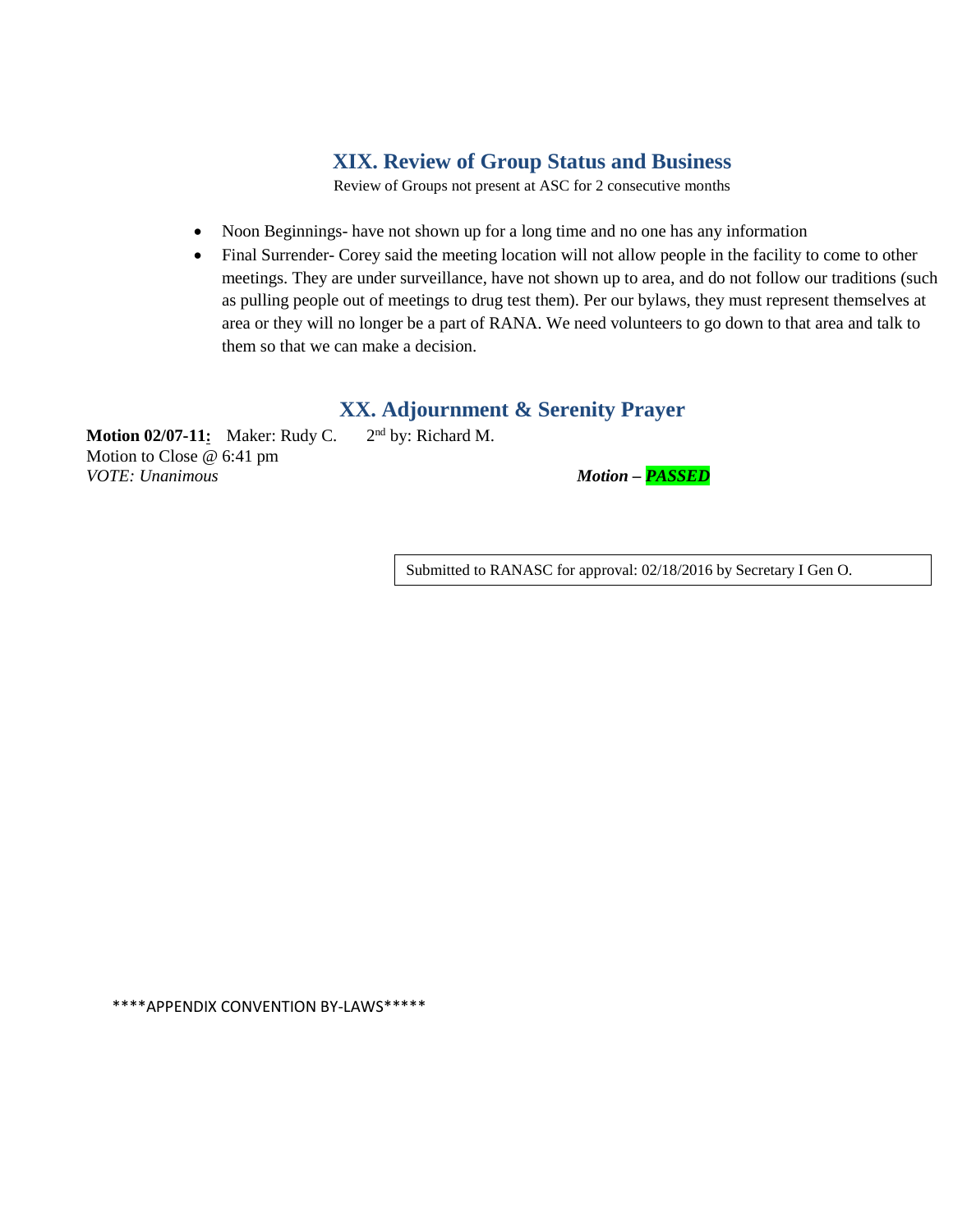## XIX. Review of Group Status and Business

Review of Groups not present at ASC for 2 consecutive months

- Noon Beginnings- have not shown up for a long time and no one has any information
- Final Surrender- Corey said the meeting location will not allow people in the facility to come to other meetings. They are under surveillance, have not shown up to area, and do not follow our traditions (such as pulling people out of meetings to drug test them). Per our bylaws, they must represent themselves at area or they will no longer be a part of RANA. We need volunteers to go down to that area and talk to them so that we can make a decision.

## XX. Adjournment & Serenity Prayer

**Motion 02/07-11:** Maker: Rudy C. 2nd by: Richard M.
Motion to Close @ 6:41 pm
*VOTE: Unanimous* ***Motion – PASSED***

Submitted to RANASC for approval: 02/18/2016 by Secretary I Gen O.

****APPENDIX CONVENTION BY-LAWS*****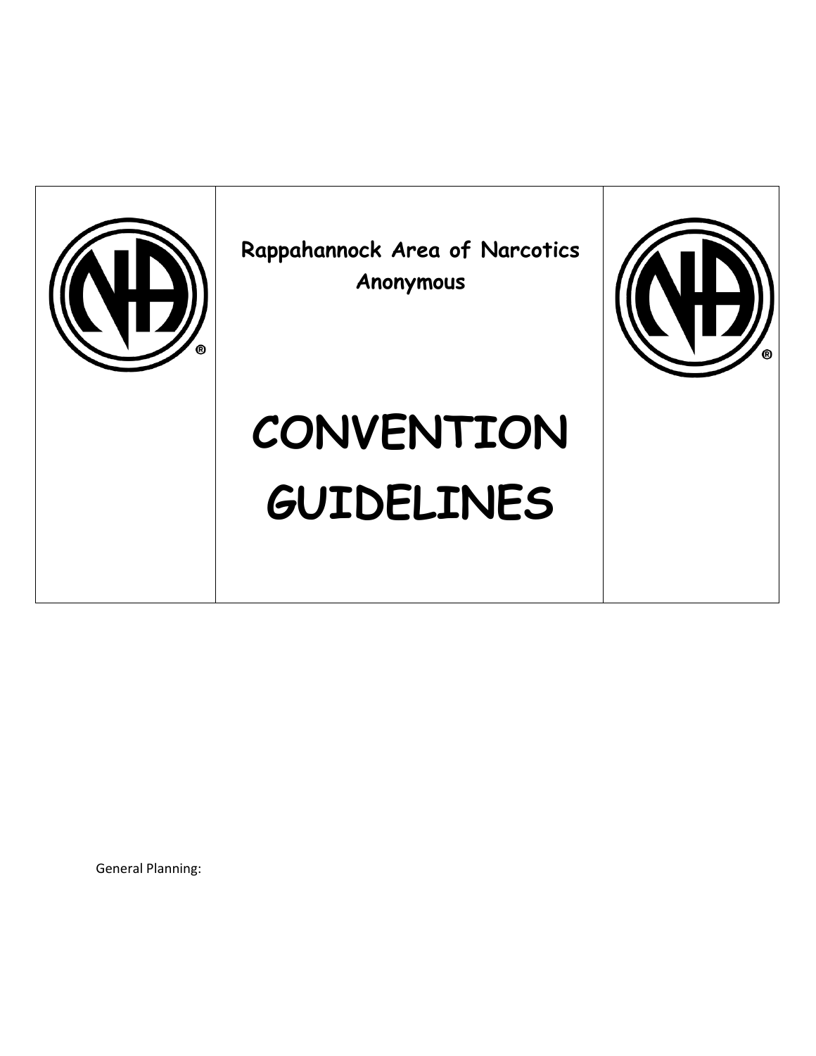| | Rappahannock Area of Narcotics Anonymous<br><br># CONVENTION GUIDELINES | |
|---|---|---|

General Planning: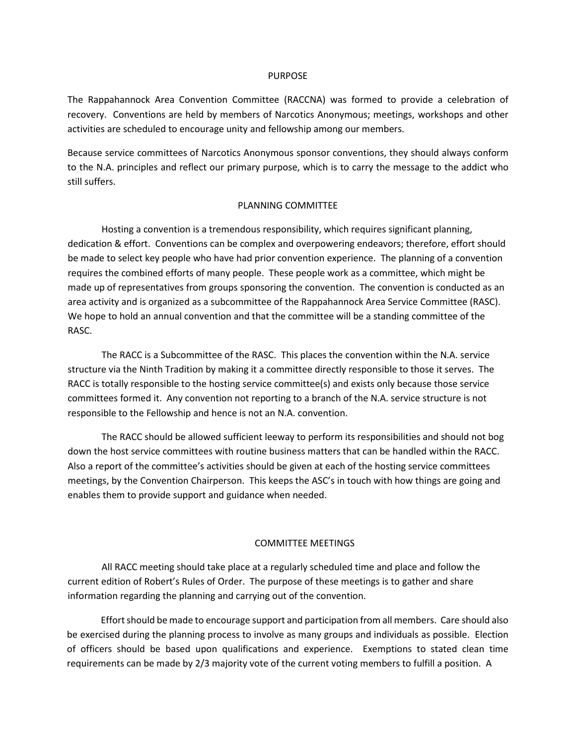## PURPOSE

The Rappahannock Area Convention Committee (RACCNA) was formed to provide a celebration of recovery. Conventions are held by members of Narcotics Anonymous; meetings, workshops and other activities are scheduled to encourage unity and fellowship among our members.

Because service committees of Narcotics Anonymous sponsor conventions, they should always conform to the N.A. principles and reflect our primary purpose, which is to carry the message to the addict who still suffers.

## PLANNING COMMITTEE

Hosting a convention is a tremendous responsibility, which requires significant planning, dedication & effort. Conventions can be complex and overpowering endeavors; therefore, effort should be made to select key people who have had prior convention experience. The planning of a convention requires the combined efforts of many people. These people work as a committee, which might be made up of representatives from groups sponsoring the convention. The convention is conducted as an area activity and is organized as a subcommittee of the Rappahannock Area Service Committee (RASC). We hope to hold an annual convention and that the committee will be a standing committee of the RASC.

The RACC is a Subcommittee of the RASC. This places the convention within the N.A. service structure via the Ninth Tradition by making it a committee directly responsible to those it serves. The RACC is totally responsible to the hosting service committee(s) and exists only because those service committees formed it. Any convention not reporting to a branch of the N.A. service structure is not responsible to the Fellowship and hence is not an N.A. convention.

The RACC should be allowed sufficient leeway to perform its responsibilities and should not bog down the host service committees with routine business matters that can be handled within the RACC. Also a report of the committee's activities should be given at each of the hosting service committees meetings, by the Convention Chairperson. This keeps the ASC's in touch with how things are going and enables them to provide support and guidance when needed.

## COMMITTEE MEETINGS

All RACC meeting should take place at a regularly scheduled time and place and follow the current edition of Robert's Rules of Order. The purpose of these meetings is to gather and share information regarding the planning and carrying out of the convention.

Effort should be made to encourage support and participation from all members. Care should also be exercised during the planning process to involve as many groups and individuals as possible. Election of officers should be based upon qualifications and experience. Exemptions to stated clean time requirements can be made by 2/3 majority vote of the current voting members to fulfill a position. A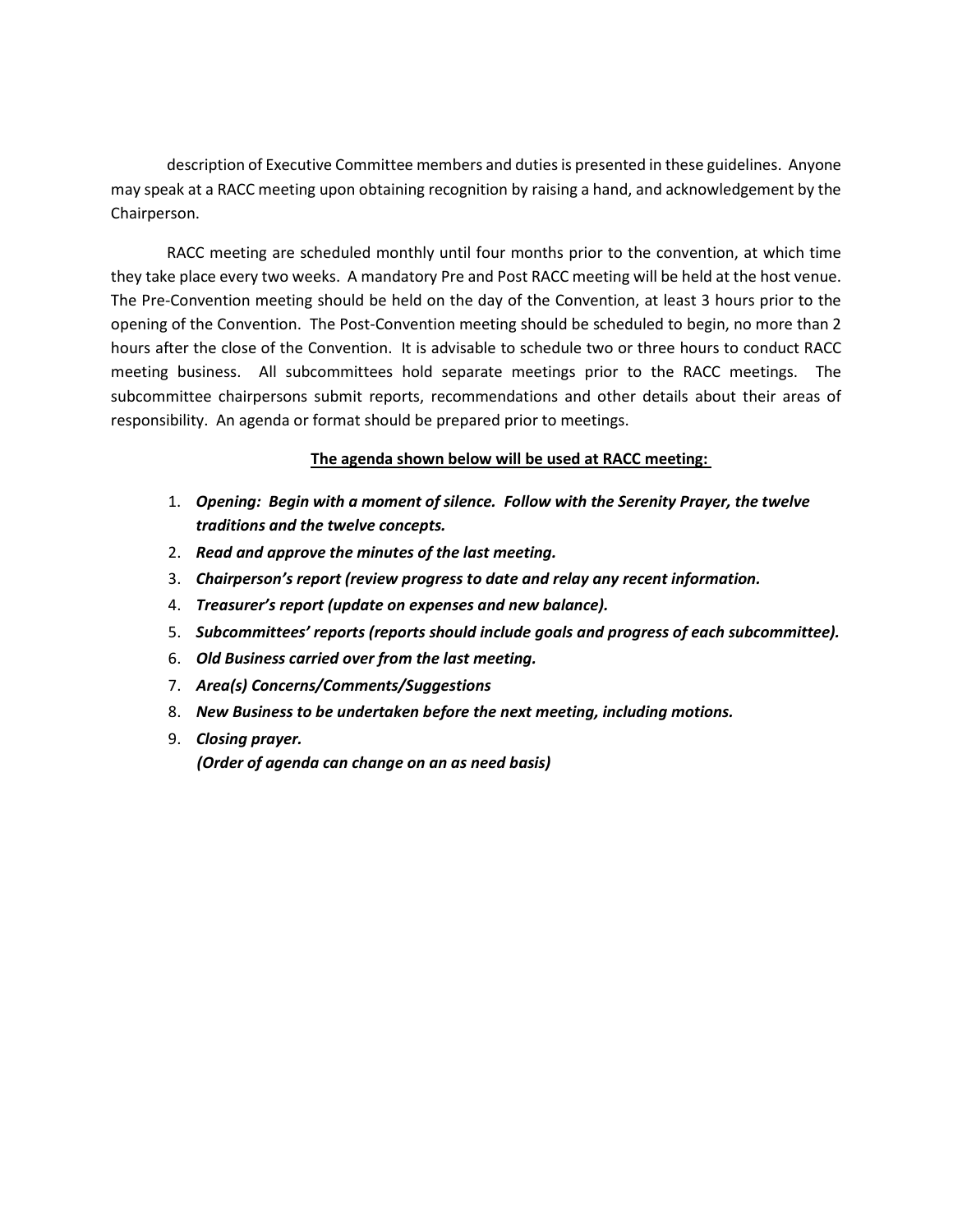description of Executive Committee members and duties is presented in these guidelines. Anyone may speak at a RACC meeting upon obtaining recognition by raising a hand, and acknowledgement by the Chairperson.

RACC meeting are scheduled monthly until four months prior to the convention, at which time they take place every two weeks. A mandatory Pre and Post RACC meeting will be held at the host venue. The Pre-Convention meeting should be held on the day of the Convention, at least 3 hours prior to the opening of the Convention. The Post-Convention meeting should be scheduled to begin, no more than 2 hours after the close of the Convention. It is advisable to schedule two or three hours to conduct RACC meeting business. All subcommittees hold separate meetings prior to the RACC meetings. The subcommittee chairpersons submit reports, recommendations and other details about their areas of responsibility. An agenda or format should be prepared prior to meetings.

**The agenda shown below will be used at RACC meeting:**

1. ***Opening: Begin with a moment of silence. Follow with the Serenity Prayer, the twelve traditions and the twelve concepts.***
2. ***Read and approve the minutes of the last meeting.***
3. ***Chairperson's report (review progress to date and relay any recent information.***
4. ***Treasurer's report (update on expenses and new balance).***
5. ***Subcommittees' reports (reports should include goals and progress of each subcommittee).***
6. ***Old Business carried over from the last meeting.***
7. ***Area(s) Concerns/Comments/Suggestions***
8. ***New Business to be undertaken before the next meeting, including motions.***
9. ***Closing prayer.***
   ***(Order of agenda can change on an as need basis)***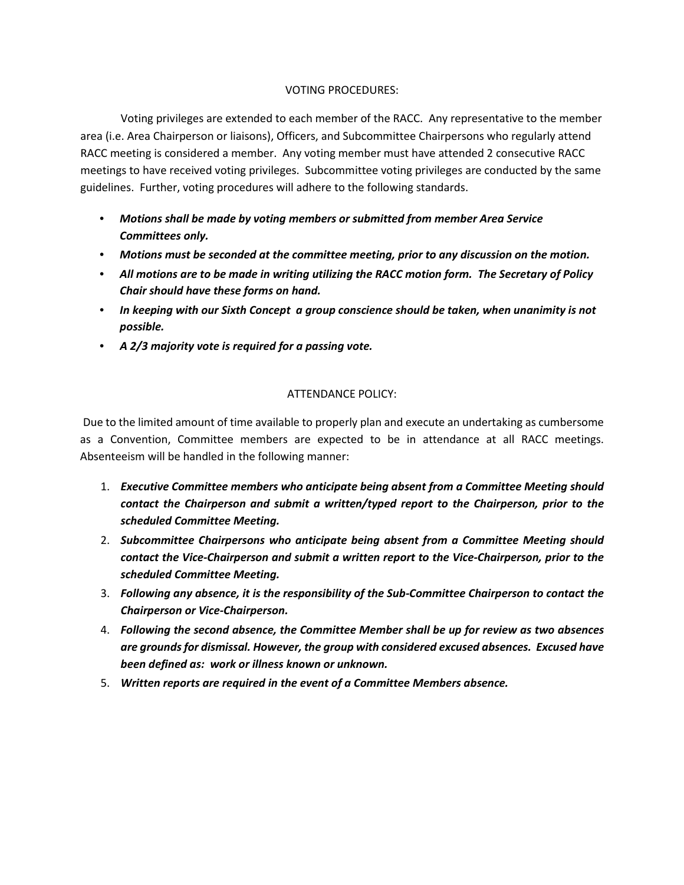## VOTING PROCEDURES:

Voting privileges are extended to each member of the RACC. Any representative to the member area (i.e. Area Chairperson or liaisons), Officers, and Subcommittee Chairpersons who regularly attend RACC meeting is considered a member. Any voting member must have attended 2 consecutive RACC meetings to have received voting privileges. Subcommittee voting privileges are conducted by the same guidelines. Further, voting procedures will adhere to the following standards.

- ***Motions shall be made by voting members or submitted from member Area Service Committees only.***
- ***Motions must be seconded at the committee meeting, prior to any discussion on the motion.***
- ***All motions are to be made in writing utilizing the RACC motion form. The Secretary of Policy Chair should have these forms on hand.***
- ***In keeping with our Sixth Concept a group conscience should be taken, when unanimity is not possible.***
- ***A 2/3 majority vote is required for a passing vote.***

## ATTENDANCE POLICY:

Due to the limited amount of time available to properly plan and execute an undertaking as cumbersome as a Convention, Committee members are expected to be in attendance at all RACC meetings. Absenteeism will be handled in the following manner:

1. ***Executive Committee members who anticipate being absent from a Committee Meeting should contact the Chairperson and submit a written/typed report to the Chairperson, prior to the scheduled Committee Meeting.***
2. ***Subcommittee Chairpersons who anticipate being absent from a Committee Meeting should contact the Vice-Chairperson and submit a written report to the Vice-Chairperson, prior to the scheduled Committee Meeting.***
3. ***Following any absence, it is the responsibility of the Sub-Committee Chairperson to contact the Chairperson or Vice-Chairperson.***
4. ***Following the second absence, the Committee Member shall be up for review as two absences are grounds for dismissal. However, the group with considered excused absences. Excused have been defined as: work or illness known or unknown.***
5. ***Written reports are required in the event of a Committee Members absence.***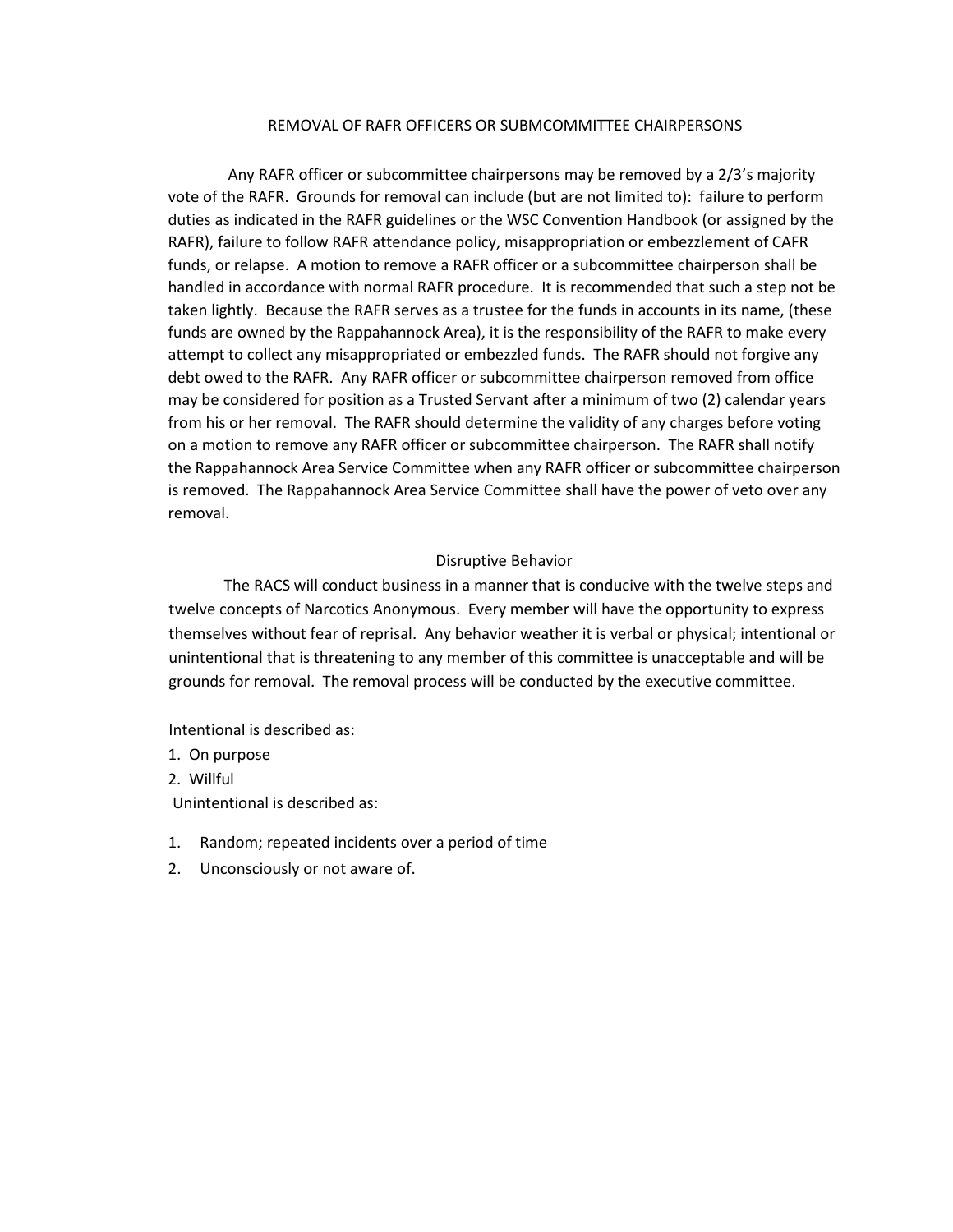## REMOVAL OF RAFR OFFICERS OR SUBMCOMMITTEE CHAIRPERSONS

Any RAFR officer or subcommittee chairpersons may be removed by a 2/3's majority vote of the RAFR. Grounds for removal can include (but are not limited to): failure to perform duties as indicated in the RAFR guidelines or the WSC Convention Handbook (or assigned by the RAFR), failure to follow RAFR attendance policy, misappropriation or embezzlement of CAFR funds, or relapse. A motion to remove a RAFR officer or a subcommittee chairperson shall be handled in accordance with normal RAFR procedure. It is recommended that such a step not be taken lightly. Because the RAFR serves as a trustee for the funds in accounts in its name, (these funds are owned by the Rappahannock Area), it is the responsibility of the RAFR to make every attempt to collect any misappropriated or embezzled funds. The RAFR should not forgive any debt owed to the RAFR. Any RAFR officer or subcommittee chairperson removed from office may be considered for position as a Trusted Servant after a minimum of two (2) calendar years from his or her removal. The RAFR should determine the validity of any charges before voting on a motion to remove any RAFR officer or subcommittee chairperson. The RAFR shall notify the Rappahannock Area Service Committee when any RAFR officer or subcommittee chairperson is removed. The Rappahannock Area Service Committee shall have the power of veto over any removal.

## Disruptive Behavior

The RACS will conduct business in a manner that is conducive with the twelve steps and twelve concepts of Narcotics Anonymous. Every member will have the opportunity to express themselves without fear of reprisal. Any behavior weather it is verbal or physical; intentional or unintentional that is threatening to any member of this committee is unacceptable and will be grounds for removal. The removal process will be conducted by the executive committee.

Intentional is described as:

1. On purpose
2. Willful

Unintentional is described as:

1. Random; repeated incidents over a period of time
2. Unconsciously or not aware of.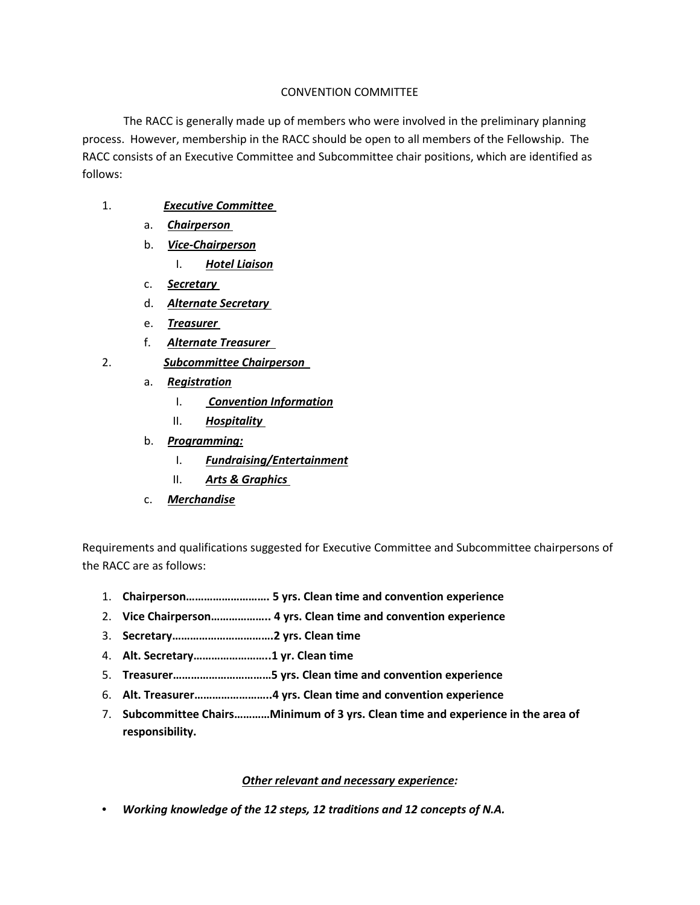## CONVENTION COMMITTEE

The RACC is generally made up of members who were involved in the preliminary planning process. However, membership in the RACC should be open to all members of the Fellowship. The RACC consists of an Executive Committee and Subcommittee chair positions, which are identified as follows:

1. ***Executive Committee***
   a. ***Chairperson***
   b. ***Vice-Chairperson***
      I. ***Hotel Liaison***
   c. ***Secretary***
   d. ***Alternate Secretary***
   e. ***Treasurer***
   f. ***Alternate Treasurer***
2. ***Subcommittee Chairperson***
   a. ***Registration***
      I. ***Convention Information***
      II. ***Hospitality***
   b. ***Programming:***
      I. ***Fundraising/Entertainment***
      II. ***Arts & Graphics***
   c. ***Merchandise***

Requirements and qualifications suggested for Executive Committee and Subcommittee chairpersons of the RACC are as follows:

1. **Chairperson………………………. 5 yrs. Clean time and convention experience**
2. **Vice Chairperson……………….. 4 yrs. Clean time and convention experience**
3. **Secretary……………………………2 yrs. Clean time**
4. **Alt. Secretary……………………..1 yr. Clean time**
5. **Treasurer……………………………5 yrs. Clean time and convention experience**
6. **Alt. Treasurer……………………..4 yrs. Clean time and convention experience**
7. **Subcommittee Chairs…………Minimum of 3 yrs. Clean time and experience in the area of responsibility.**

***Other relevant and necessary experience:***

- ***Working knowledge of the 12 steps, 12 traditions and 12 concepts of N.A.***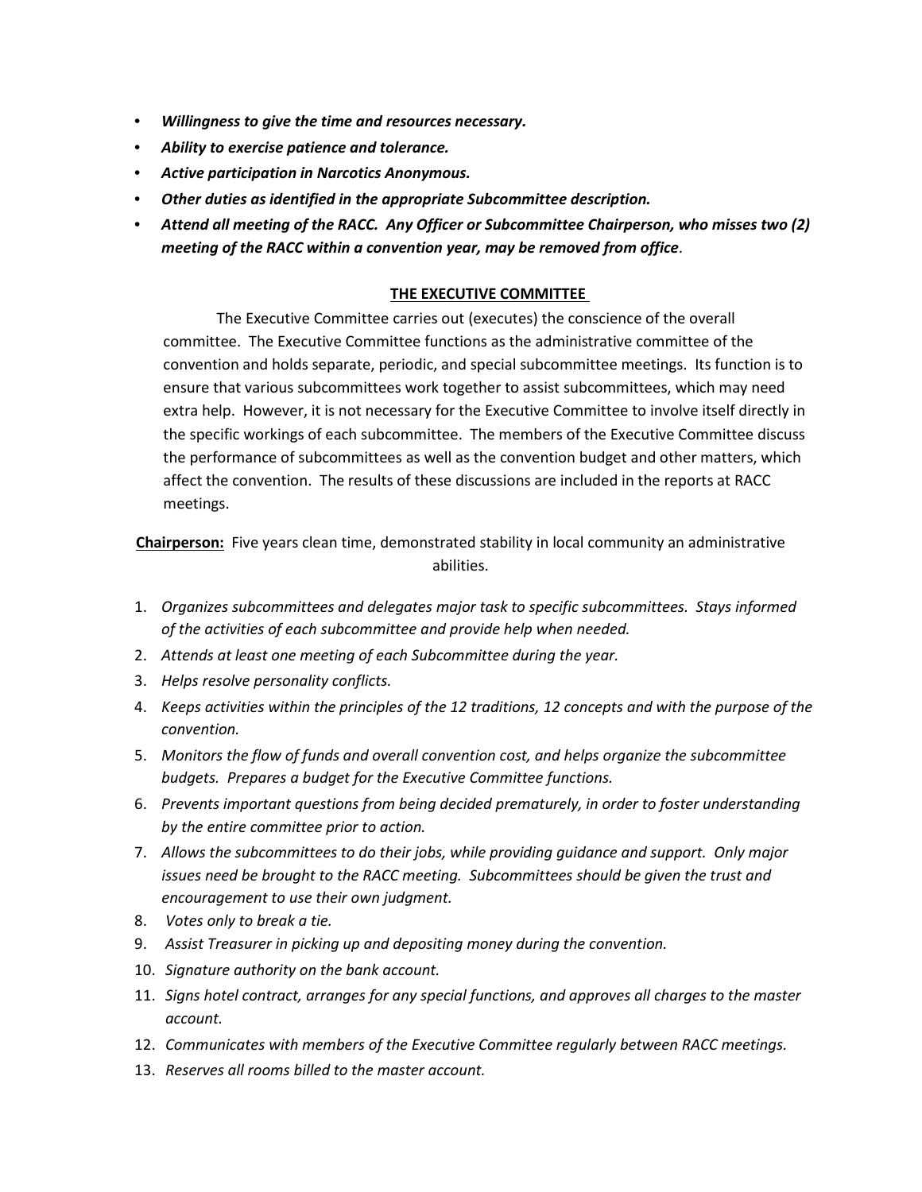- ***Willingness to give the time and resources necessary.***
- ***Ability to exercise patience and tolerance.***
- ***Active participation in Narcotics Anonymous.***
- ***Other duties as identified in the appropriate Subcommittee description.***
- ***Attend all meeting of the RACC. Any Officer or Subcommittee Chairperson, who misses two (2) meeting of the RACC within a convention year, may be removed from office***.

## THE EXECUTIVE COMMITTEE

The Executive Committee carries out (executes) the conscience of the overall committee. The Executive Committee functions as the administrative committee of the convention and holds separate, periodic, and special subcommittee meetings. Its function is to ensure that various subcommittees work together to assist subcommittees, which may need extra help. However, it is not necessary for the Executive Committee to involve itself directly in the specific workings of each subcommittee. The members of the Executive Committee discuss the performance of subcommittees as well as the convention budget and other matters, which affect the convention. The results of these discussions are included in the reports at RACC meetings.

**Chairperson:** Five years clean time, demonstrated stability in local community an administrative abilities.

1. *Organizes subcommittees and delegates major task to specific subcommittees. Stays informed of the activities of each subcommittee and provide help when needed.*
2. *Attends at least one meeting of each Subcommittee during the year.*
3. *Helps resolve personality conflicts.*
4. *Keeps activities within the principles of the 12 traditions, 12 concepts and with the purpose of the convention.*
5. *Monitors the flow of funds and overall convention cost, and helps organize the subcommittee budgets. Prepares a budget for the Executive Committee functions.*
6. *Prevents important questions from being decided prematurely, in order to foster understanding by the entire committee prior to action.*
7. *Allows the subcommittees to do their jobs, while providing guidance and support. Only major issues need be brought to the RACC meeting. Subcommittees should be given the trust and encouragement to use their own judgment.*
8. *Votes only to break a tie.*
9. *Assist Treasurer in picking up and depositing money during the convention.*
10. *Signature authority on the bank account.*
11. *Signs hotel contract, arranges for any special functions, and approves all charges to the master account.*
12. *Communicates with members of the Executive Committee regularly between RACC meetings.*
13. *Reserves all rooms billed to the master account.*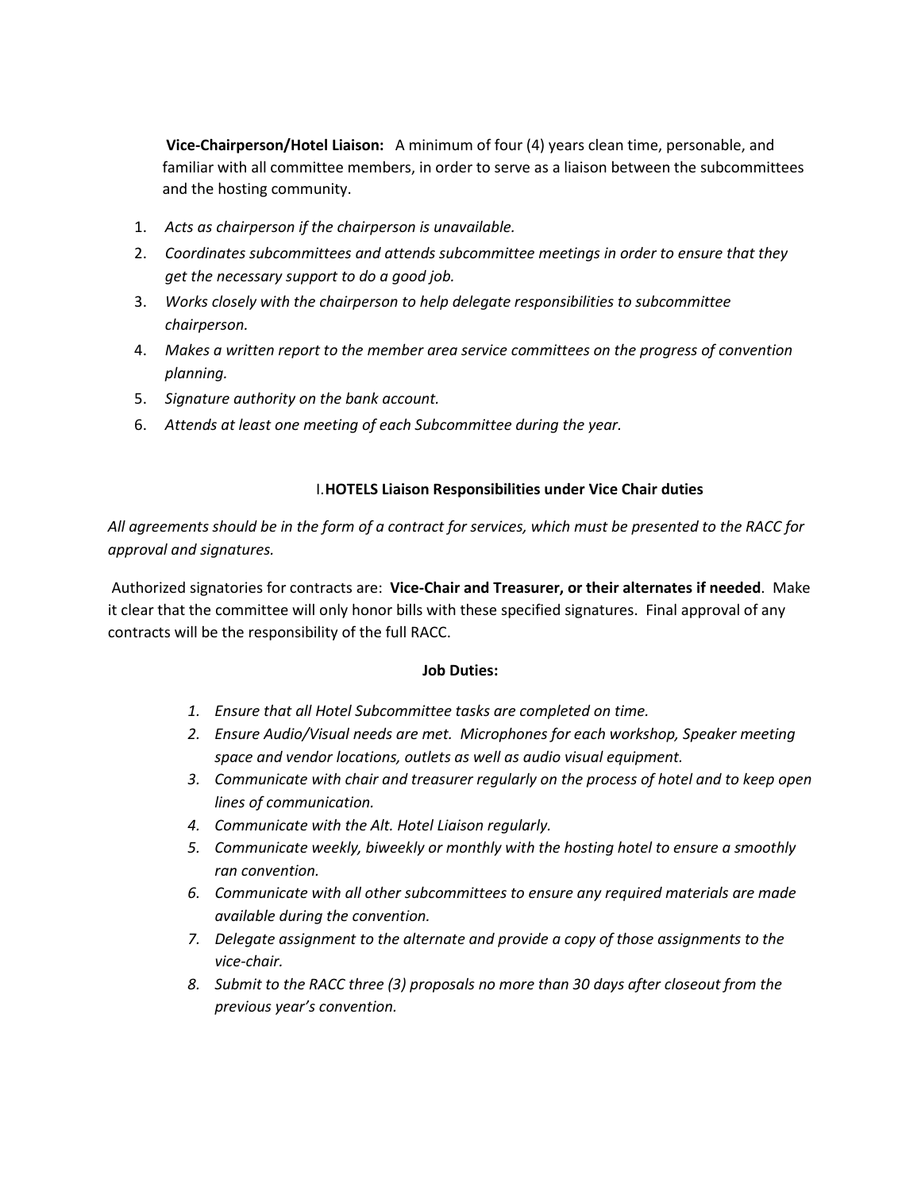**Vice-Chairperson/Hotel Liaison:** A minimum of four (4) years clean time, personable, and familiar with all committee members, in order to serve as a liaison between the subcommittees and the hosting community.

1. *Acts as chairperson if the chairperson is unavailable.*
2. *Coordinates subcommittees and attends subcommittee meetings in order to ensure that they get the necessary support to do a good job.*
3. *Works closely with the chairperson to help delegate responsibilities to subcommittee chairperson.*
4. *Makes a written report to the member area service committees on the progress of convention planning.*
5. *Signature authority on the bank account.*
6. *Attends at least one meeting of each Subcommittee during the year.*

### I. **HOTELS Liaison Responsibilities under Vice Chair duties**

*All agreements should be in the form of a contract for services, which must be presented to the RACC for approval and signatures.*

Authorized signatories for contracts are: **Vice-Chair and Treasurer, or their alternates if needed**. Make it clear that the committee will only honor bills with these specified signatures. Final approval of any contracts will be the responsibility of the full RACC.

**Job Duties:**

1. *Ensure that all Hotel Subcommittee tasks are completed on time.*
2. *Ensure Audio/Visual needs are met. Microphones for each workshop, Speaker meeting space and vendor locations, outlets as well as audio visual equipment.*
3. *Communicate with chair and treasurer regularly on the process of hotel and to keep open lines of communication.*
4. *Communicate with the Alt. Hotel Liaison regularly.*
5. *Communicate weekly, biweekly or monthly with the hosting hotel to ensure a smoothly ran convention.*
6. *Communicate with all other subcommittees to ensure any required materials are made available during the convention.*
7. *Delegate assignment to the alternate and provide a copy of those assignments to the vice-chair.*
8. *Submit to the RACC three (3) proposals no more than 30 days after closeout from the previous year's convention.*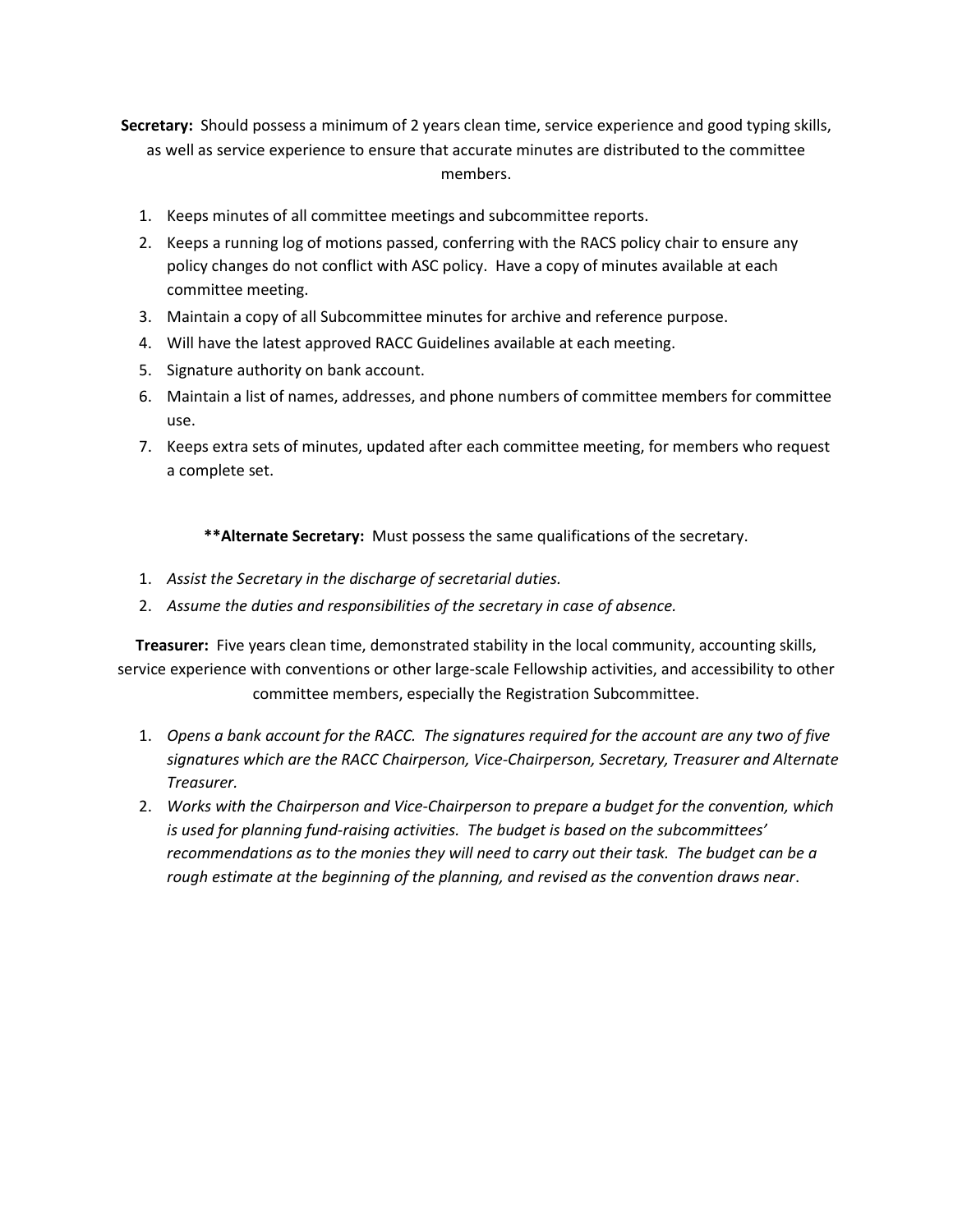**Secretary:** Should possess a minimum of 2 years clean time, service experience and good typing skills, as well as service experience to ensure that accurate minutes are distributed to the committee members.

1. Keeps minutes of all committee meetings and subcommittee reports.
2. Keeps a running log of motions passed, conferring with the RACS policy chair to ensure any policy changes do not conflict with ASC policy. Have a copy of minutes available at each committee meeting.
3. Maintain a copy of all Subcommittee minutes for archive and reference purpose.
4. Will have the latest approved RACC Guidelines available at each meeting.
5. Signature authority on bank account.
6. Maintain a list of names, addresses, and phone numbers of committee members for committee use.
7. Keeps extra sets of minutes, updated after each committee meeting, for members who request a complete set.

**\*\*Alternate Secretary:** Must possess the same qualifications of the secretary.

1. *Assist the Secretary in the discharge of secretarial duties.*
2. *Assume the duties and responsibilities of the secretary in case of absence.*

**Treasurer:** Five years clean time, demonstrated stability in the local community, accounting skills, service experience with conventions or other large-scale Fellowship activities, and accessibility to other committee members, especially the Registration Subcommittee.

1. *Opens a bank account for the RACC. The signatures required for the account are any two of five signatures which are the RACC Chairperson, Vice-Chairperson, Secretary, Treasurer and Alternate Treasurer.*
2. *Works with the Chairperson and Vice-Chairperson to prepare a budget for the convention, which is used for planning fund-raising activities. The budget is based on the subcommittees' recommendations as to the monies they will need to carry out their task. The budget can be a rough estimate at the beginning of the planning, and revised as the convention draws near*.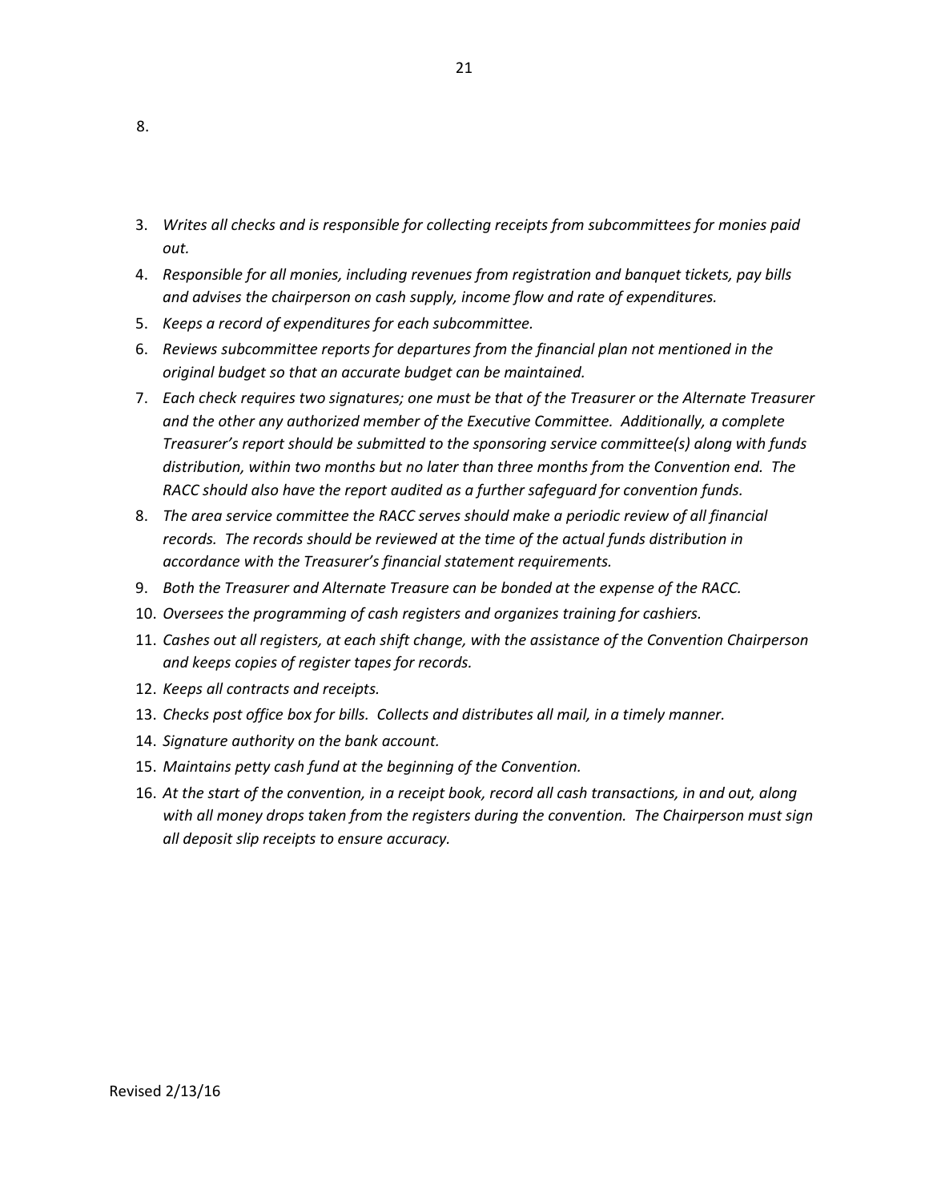8.

3. *Writes all checks and is responsible for collecting receipts from subcommittees for monies paid out.*
4. *Responsible for all monies, including revenues from registration and banquet tickets, pay bills and advises the chairperson on cash supply, income flow and rate of expenditures.*
5. *Keeps a record of expenditures for each subcommittee.*
6. *Reviews subcommittee reports for departures from the financial plan not mentioned in the original budget so that an accurate budget can be maintained.*
7. *Each check requires two signatures; one must be that of the Treasurer or the Alternate Treasurer and the other any authorized member of the Executive Committee. Additionally, a complete Treasurer's report should be submitted to the sponsoring service committee(s) along with funds distribution, within two months but no later than three months from the Convention end. The RACC should also have the report audited as a further safeguard for convention funds.*
8. *The area service committee the RACC serves should make a periodic review of all financial records. The records should be reviewed at the time of the actual funds distribution in accordance with the Treasurer's financial statement requirements.*
9. *Both the Treasurer and Alternate Treasure can be bonded at the expense of the RACC.*
10. *Oversees the programming of cash registers and organizes training for cashiers.*
11. *Cashes out all registers, at each shift change, with the assistance of the Convention Chairperson and keeps copies of register tapes for records.*
12. *Keeps all contracts and receipts.*
13. *Checks post office box for bills. Collects and distributes all mail, in a timely manner.*
14. *Signature authority on the bank account.*
15. *Maintains petty cash fund at the beginning of the Convention.*
16. *At the start of the convention, in a receipt book, record all cash transactions, in and out, along with all money drops taken from the registers during the convention. The Chairperson must sign all deposit slip receipts to ensure accuracy.*

Revised 2/13/16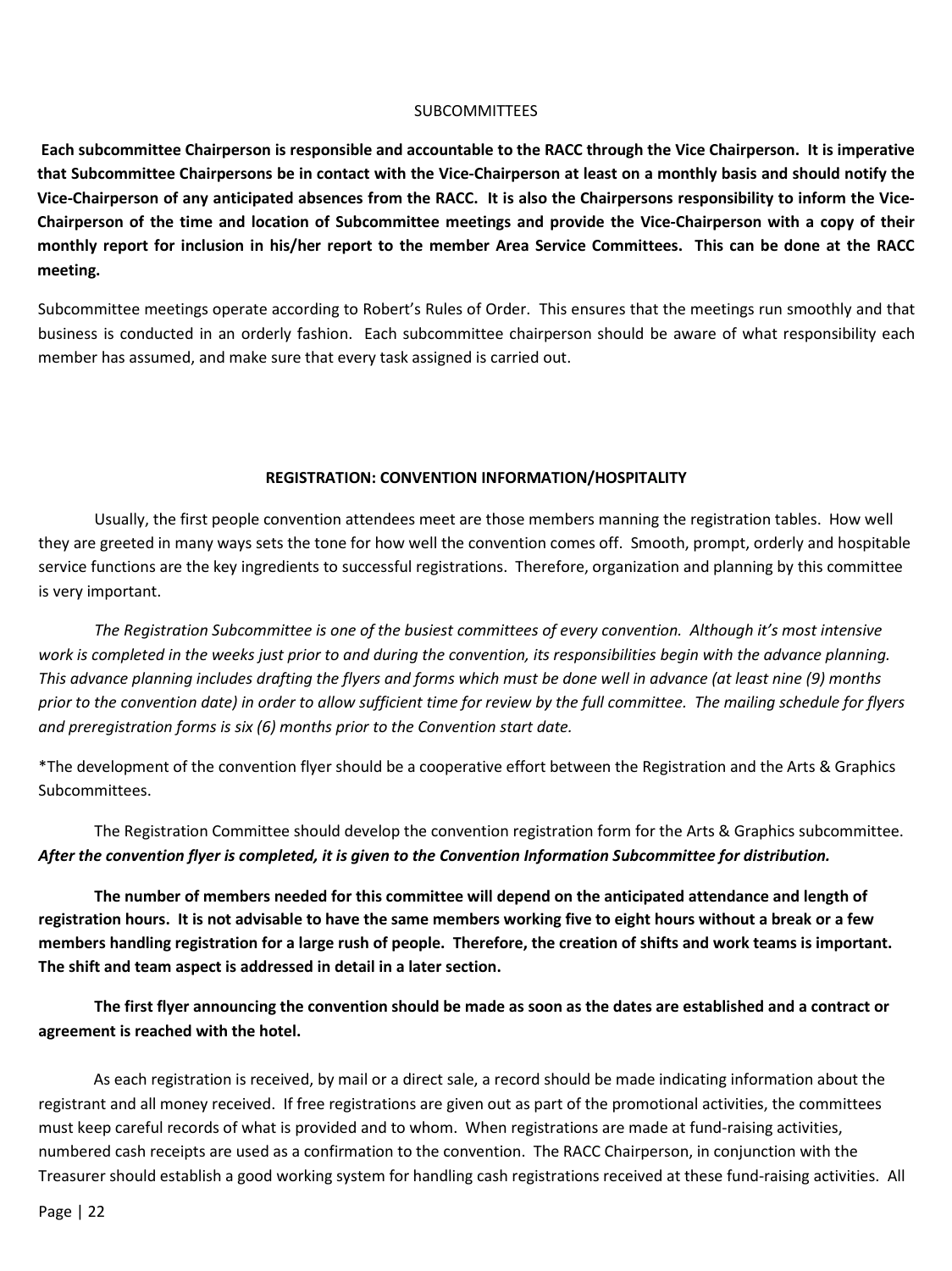## SUBCOMMITTEES

**Each subcommittee Chairperson is responsible and accountable to the RACC through the Vice Chairperson. It is imperative that Subcommittee Chairpersons be in contact with the Vice-Chairperson at least on a monthly basis and should notify the Vice-Chairperson of any anticipated absences from the RACC. It is also the Chairpersons responsibility to inform the Vice-Chairperson of the time and location of Subcommittee meetings and provide the Vice-Chairperson with a copy of their monthly report for inclusion in his/her report to the member Area Service Committees. This can be done at the RACC meeting.**

Subcommittee meetings operate according to Robert's Rules of Order. This ensures that the meetings run smoothly and that business is conducted in an orderly fashion. Each subcommittee chairperson should be aware of what responsibility each member has assumed, and make sure that every task assigned is carried out.

### REGISTRATION: CONVENTION INFORMATION/HOSPITALITY

Usually, the first people convention attendees meet are those members manning the registration tables. How well they are greeted in many ways sets the tone for how well the convention comes off. Smooth, prompt, orderly and hospitable service functions are the key ingredients to successful registrations. Therefore, organization and planning by this committee is very important.

*The Registration Subcommittee is one of the busiest committees of every convention. Although it's most intensive work is completed in the weeks just prior to and during the convention, its responsibilities begin with the advance planning. This advance planning includes drafting the flyers and forms which must be done well in advance (at least nine (9) months prior to the convention date) in order to allow sufficient time for review by the full committee. The mailing schedule for flyers and preregistration forms is six (6) months prior to the Convention start date.*

*The development of the convention flyer should be a cooperative effort between the Registration and the Arts & Graphics Subcommittees.

The Registration Committee should develop the convention registration form for the Arts & Graphics subcommittee. ***After the convention flyer is completed, it is given to the Convention Information Subcommittee for distribution.***

**The number of members needed for this committee will depend on the anticipated attendance and length of registration hours. It is not advisable to have the same members working five to eight hours without a break or a few members handling registration for a large rush of people. Therefore, the creation of shifts and work teams is important. The shift and team aspect is addressed in detail in a later section.**

**The first flyer announcing the convention should be made as soon as the dates are established and a contract or agreement is reached with the hotel.**

As each registration is received, by mail or a direct sale, a record should be made indicating information about the registrant and all money received. If free registrations are given out as part of the promotional activities, the committees must keep careful records of what is provided and to whom. When registrations are made at fund-raising activities, numbered cash receipts are used as a confirmation to the convention. The RACC Chairperson, in conjunction with the Treasurer should establish a good working system for handling cash registrations received at these fund-raising activities. All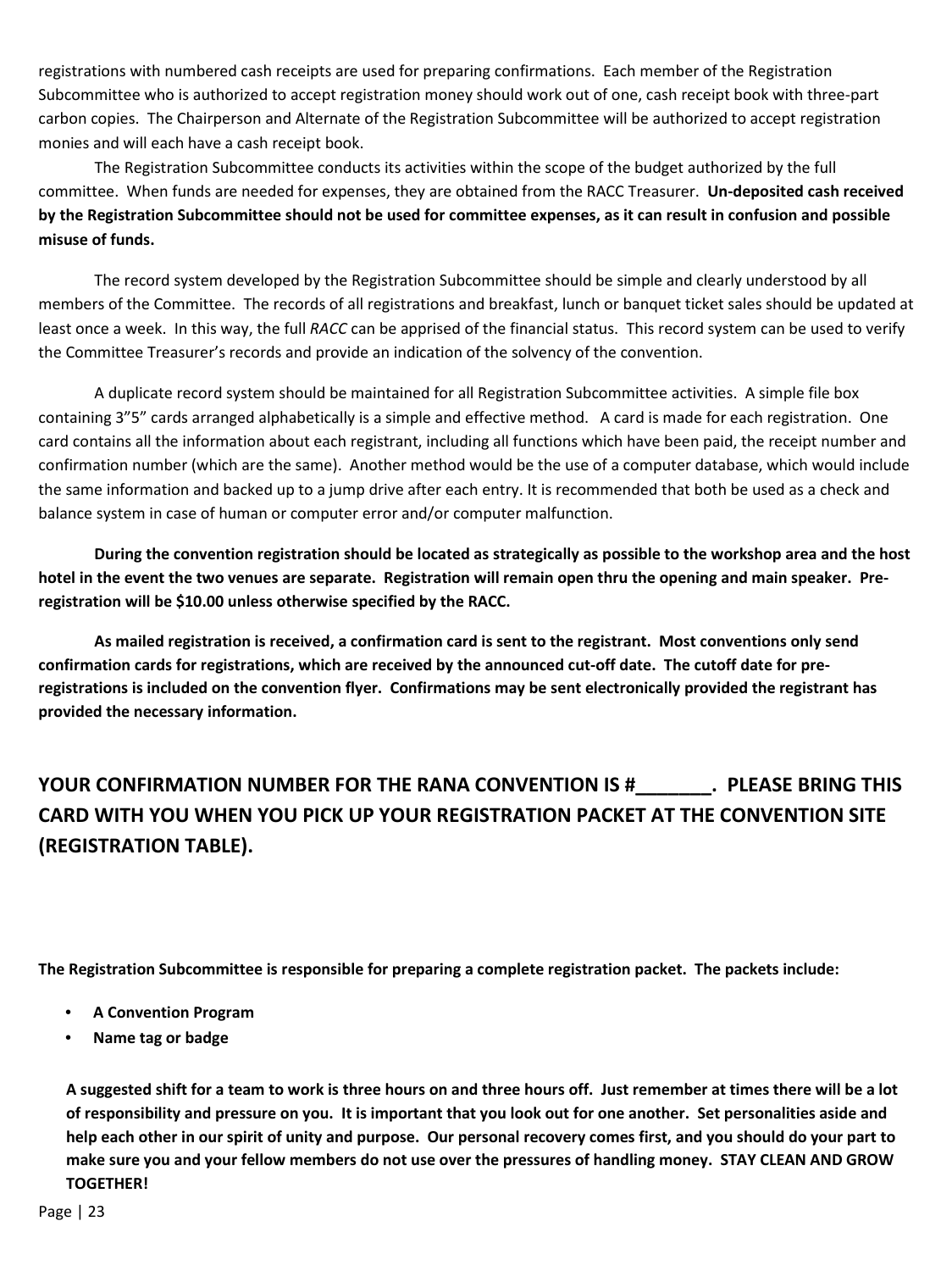registrations with numbered cash receipts are used for preparing confirmations. Each member of the Registration Subcommittee who is authorized to accept registration money should work out of one, cash receipt book with three-part carbon copies. The Chairperson and Alternate of the Registration Subcommittee will be authorized to accept registration monies and will each have a cash receipt book.

The Registration Subcommittee conducts its activities within the scope of the budget authorized by the full committee. When funds are needed for expenses, they are obtained from the RACC Treasurer. **Un-deposited cash received by the Registration Subcommittee should not be used for committee expenses, as it can result in confusion and possible misuse of funds.**

The record system developed by the Registration Subcommittee should be simple and clearly understood by all members of the Committee. The records of all registrations and breakfast, lunch or banquet ticket sales should be updated at least once a week. In this way, the full *RACC* can be apprised of the financial status. This record system can be used to verify the Committee Treasurer's records and provide an indication of the solvency of the convention.

A duplicate record system should be maintained for all Registration Subcommittee activities. A simple file box containing 3"5" cards arranged alphabetically is a simple and effective method. A card is made for each registration. One card contains all the information about each registrant, including all functions which have been paid, the receipt number and confirmation number (which are the same). Another method would be the use of a computer database, which would include the same information and backed up to a jump drive after each entry. It is recommended that both be used as a check and balance system in case of human or computer error and/or computer malfunction.

**During the convention registration should be located as strategically as possible to the workshop area and the host hotel in the event the two venues are separate. Registration will remain open thru the opening and main speaker. Pre-registration will be $10.00 unless otherwise specified by the RACC.**

**As mailed registration is received, a confirmation card is sent to the registrant. Most conventions only send confirmation cards for registrations, which are received by the announced cut-off date. The cutoff date for pre-registrations is included on the convention flyer. Confirmations may be sent electronically provided the registrant has provided the necessary information.**

## YOUR CONFIRMATION NUMBER FOR THE RANA CONVENTION IS #_______. PLEASE BRING THIS CARD WITH YOU WHEN YOU PICK UP YOUR REGISTRATION PACKET AT THE CONVENTION SITE (REGISTRATION TABLE).

**The Registration Subcommittee is responsible for preparing a complete registration packet. The packets include:**

- **A Convention Program**
- **Name tag or badge**

**A suggested shift for a team to work is three hours on and three hours off. Just remember at times there will be a lot of responsibility and pressure on you. It is important that you look out for one another. Set personalities aside and help each other in our spirit of unity and purpose. Our personal recovery comes first, and you should do your part to make sure you and your fellow members do not use over the pressures of handling money. STAY CLEAN AND GROW TOGETHER!**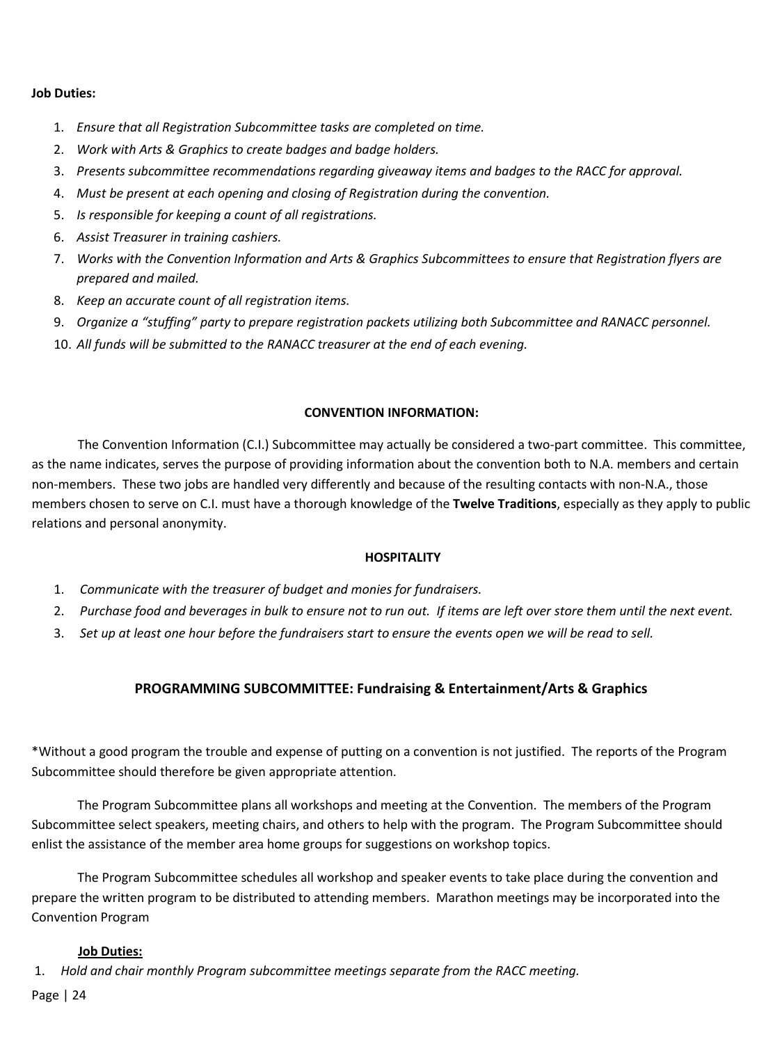**Job Duties:**

1. *Ensure that all Registration Subcommittee tasks are completed on time.*
2. *Work with Arts & Graphics to create badges and badge holders.*
3. *Presents subcommittee recommendations regarding giveaway items and badges to the RACC for approval.*
4. *Must be present at each opening and closing of Registration during the convention.*
5. *Is responsible for keeping a count of all registrations.*
6. *Assist Treasurer in training cashiers.*
7. *Works with the Convention Information and Arts & Graphics Subcommittees to ensure that Registration flyers are prepared and mailed.*
8. *Keep an accurate count of all registration items.*
9. *Organize a "stuffing" party to prepare registration packets utilizing both Subcommittee and RANACC personnel.*
10. *All funds will be submitted to the RANACC treasurer at the end of each evening.*

**CONVENTION INFORMATION:**

The Convention Information (C.I.) Subcommittee may actually be considered a two-part committee. This committee, as the name indicates, serves the purpose of providing information about the convention both to N.A. members and certain non-members. These two jobs are handled very differently and because of the resulting contacts with non-N.A., those members chosen to serve on C.I. must have a thorough knowledge of the **Twelve Traditions**, especially as they apply to public relations and personal anonymity.

**HOSPITALITY**

1. *Communicate with the treasurer of budget and monies for fundraisers.*
2. *Purchase food and beverages in bulk to ensure not to run out. If items are left over store them until the next event.*
3. *Set up at least one hour before the fundraisers start to ensure the events open we will be read to sell.*

## PROGRAMMING SUBCOMMITTEE: Fundraising & Entertainment/Arts & Graphics

*Without a good program the trouble and expense of putting on a convention is not justified. The reports of the Program Subcommittee should therefore be given appropriate attention.

The Program Subcommittee plans all workshops and meeting at the Convention. The members of the Program Subcommittee select speakers, meeting chairs, and others to help with the program. The Program Subcommittee should enlist the assistance of the member area home groups for suggestions on workshop topics.

The Program Subcommittee schedules all workshop and speaker events to take place during the convention and prepare the written program to be distributed to attending members. Marathon meetings may be incorporated into the Convention Program

**Job Duties:**

1. *Hold and chair monthly Program subcommittee meetings separate from the RACC meeting.*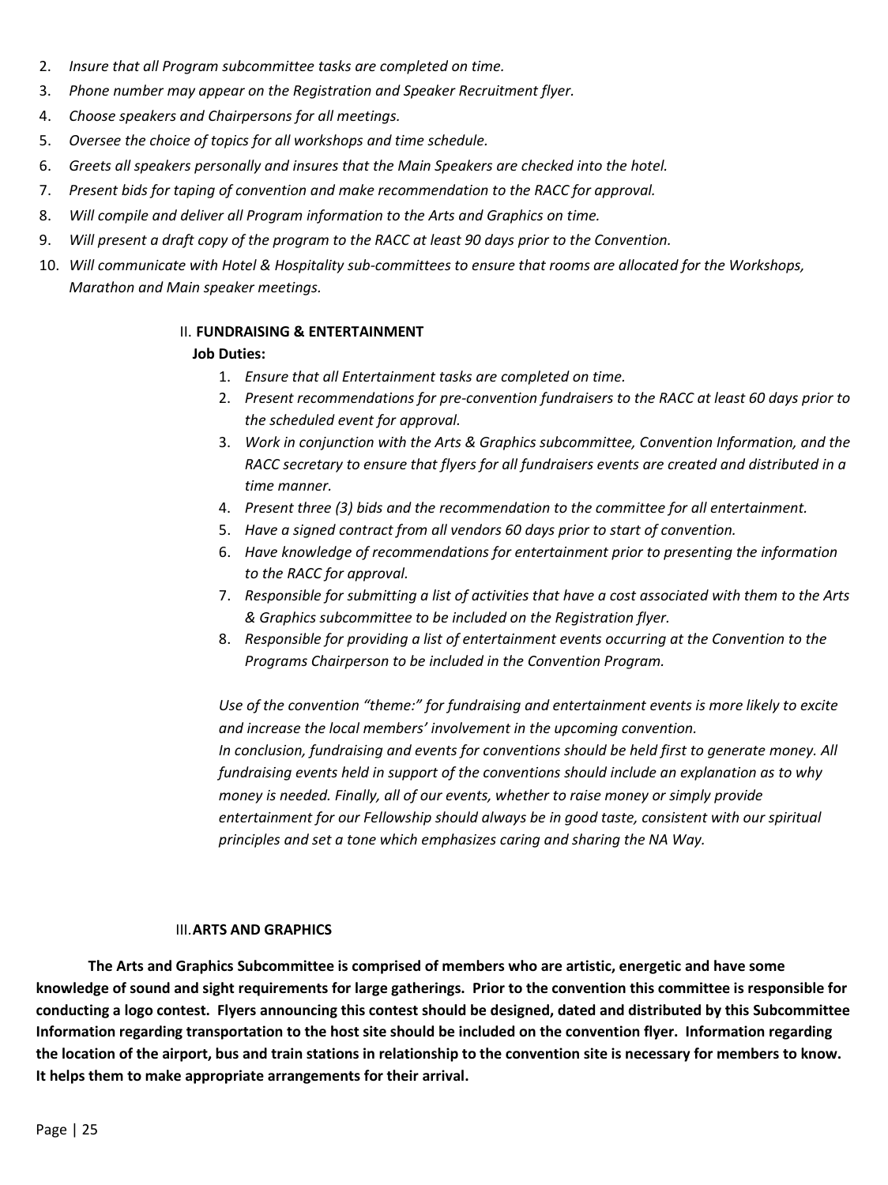2. *Insure that all Program subcommittee tasks are completed on time.*
3. *Phone number may appear on the Registration and Speaker Recruitment flyer.*
4. *Choose speakers and Chairpersons for all meetings.*
5. *Oversee the choice of topics for all workshops and time schedule.*
6. *Greets all speakers personally and insures that the Main Speakers are checked into the hotel.*
7. *Present bids for taping of convention and make recommendation to the RACC for approval.*
8. *Will compile and deliver all Program information to the Arts and Graphics on time.*
9. *Will present a draft copy of the program to the RACC at least 90 days prior to the Convention.*
10. *Will communicate with Hotel & Hospitality sub-committees to ensure that rooms are allocated for the Workshops, Marathon and Main speaker meetings.*

II. **FUNDRAISING & ENTERTAINMENT**

**Job Duties:**

1. *Ensure that all Entertainment tasks are completed on time.*
2. *Present recommendations for pre-convention fundraisers to the RACC at least 60 days prior to the scheduled event for approval.*
3. *Work in conjunction with the Arts & Graphics subcommittee, Convention Information, and the RACC secretary to ensure that flyers for all fundraisers events are created and distributed in a time manner.*
4. *Present three (3) bids and the recommendation to the committee for all entertainment.*
5. *Have a signed contract from all vendors 60 days prior to start of convention.*
6. *Have knowledge of recommendations for entertainment prior to presenting the information to the RACC for approval.*
7. *Responsible for submitting a list of activities that have a cost associated with them to the Arts & Graphics subcommittee to be included on the Registration flyer.*
8. *Responsible for providing a list of entertainment events occurring at the Convention to the Programs Chairperson to be included in the Convention Program.*

*Use of the convention "theme:" for fundraising and entertainment events is more likely to excite and increase the local members' involvement in the upcoming convention.*
*In conclusion, fundraising and events for conventions should be held first to generate money. All fundraising events held in support of the conventions should include an explanation as to why money is needed. Finally, all of our events, whether to raise money or simply provide entertainment for our Fellowship should always be in good taste, consistent with our spiritual principles and set a tone which emphasizes caring and sharing the NA Way.*

III. **ARTS AND GRAPHICS**

**The Arts and Graphics Subcommittee is comprised of members who are artistic, energetic and have some knowledge of sound and sight requirements for large gatherings. Prior to the convention this committee is responsible for conducting a logo contest. Flyers announcing this contest should be designed, dated and distributed by this Subcommittee Information regarding transportation to the host site should be included on the convention flyer. Information regarding the location of the airport, bus and train stations in relationship to the convention site is necessary for members to know. It helps them to make appropriate arrangements for their arrival.**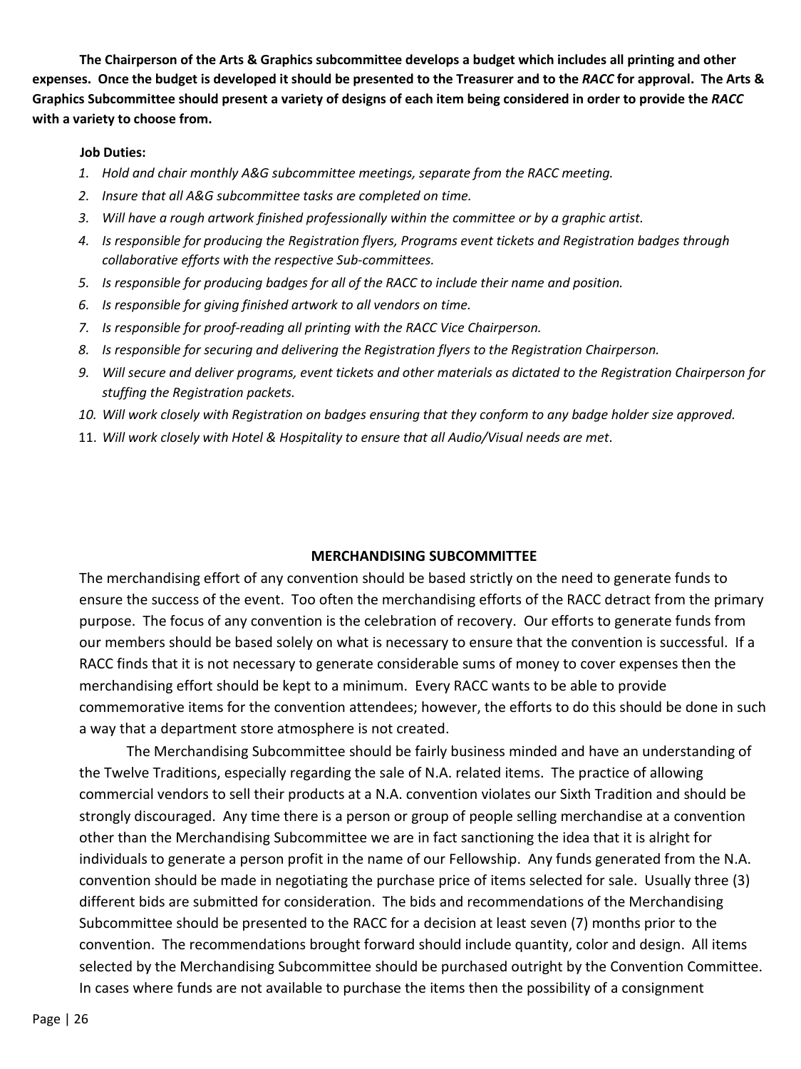**The Chairperson of the Arts & Graphics subcommittee develops a budget which includes all printing and other expenses. Once the budget is developed it should be presented to the Treasurer and to the *RACC* for approval. The Arts & Graphics Subcommittee should present a variety of designs of each item being considered in order to provide the *RACC* with a variety to choose from.**

**Job Duties:**

1. *Hold and chair monthly A&G subcommittee meetings, separate from the RACC meeting.*
2. *Insure that all A&G subcommittee tasks are completed on time.*
3. *Will have a rough artwork finished professionally within the committee or by a graphic artist.*
4. *Is responsible for producing the Registration flyers, Programs event tickets and Registration badges through collaborative efforts with the respective Sub-committees.*
5. *Is responsible for producing badges for all of the RACC to include their name and position.*
6. *Is responsible for giving finished artwork to all vendors on time.*
7. *Is responsible for proof-reading all printing with the RACC Vice Chairperson.*
8. *Is responsible for securing and delivering the Registration flyers to the Registration Chairperson.*
9. *Will secure and deliver programs, event tickets and other materials as dictated to the Registration Chairperson for stuffing the Registration packets.*
10. *Will work closely with Registration on badges ensuring that they conform to any badge holder size approved.*
11. *Will work closely with Hotel & Hospitality to ensure that all Audio/Visual needs are met*.

## MERCHANDISING SUBCOMMITTEE

The merchandising effort of any convention should be based strictly on the need to generate funds to ensure the success of the event. Too often the merchandising efforts of the RACC detract from the primary purpose. The focus of any convention is the celebration of recovery. Our efforts to generate funds from our members should be based solely on what is necessary to ensure that the convention is successful. If a RACC finds that it is not necessary to generate considerable sums of money to cover expenses then the merchandising effort should be kept to a minimum. Every RACC wants to be able to provide commemorative items for the convention attendees; however, the efforts to do this should be done in such a way that a department store atmosphere is not created.

The Merchandising Subcommittee should be fairly business minded and have an understanding of the Twelve Traditions, especially regarding the sale of N.A. related items. The practice of allowing commercial vendors to sell their products at a N.A. convention violates our Sixth Tradition and should be strongly discouraged. Any time there is a person or group of people selling merchandise at a convention other than the Merchandising Subcommittee we are in fact sanctioning the idea that it is alright for individuals to generate a person profit in the name of our Fellowship. Any funds generated from the N.A. convention should be made in negotiating the purchase price of items selected for sale. Usually three (3) different bids are submitted for consideration. The bids and recommendations of the Merchandising Subcommittee should be presented to the RACC for a decision at least seven (7) months prior to the convention. The recommendations brought forward should include quantity, color and design. All items selected by the Merchandising Subcommittee should be purchased outright by the Convention Committee. In cases where funds are not available to purchase the items then the possibility of a consignment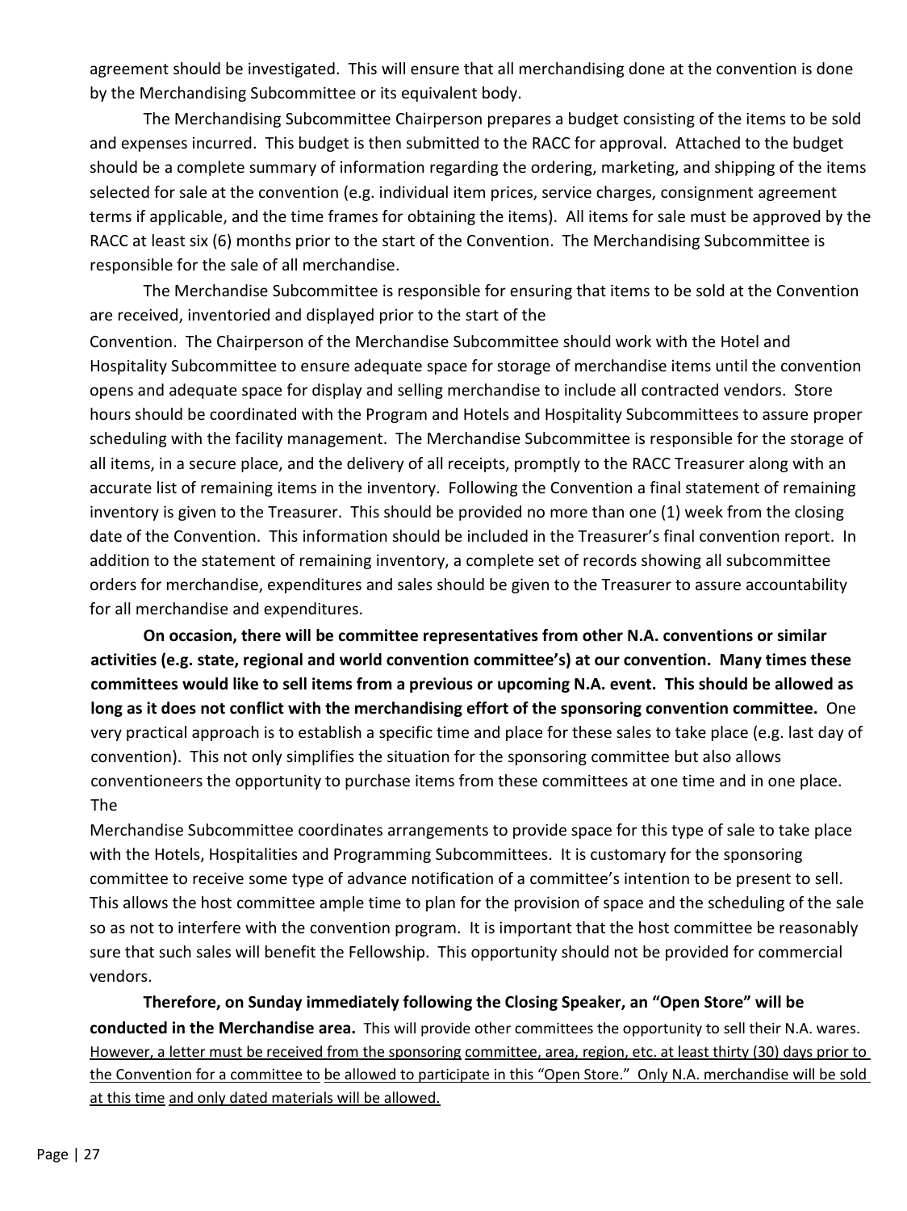agreement should be investigated. This will ensure that all merchandising done at the convention is done by the Merchandising Subcommittee or its equivalent body.

The Merchandising Subcommittee Chairperson prepares a budget consisting of the items to be sold and expenses incurred. This budget is then submitted to the RACC for approval. Attached to the budget should be a complete summary of information regarding the ordering, marketing, and shipping of the items selected for sale at the convention (e.g. individual item prices, service charges, consignment agreement terms if applicable, and the time frames for obtaining the items). All items for sale must be approved by the RACC at least six (6) months prior to the start of the Convention. The Merchandising Subcommittee is responsible for the sale of all merchandise.

The Merchandise Subcommittee is responsible for ensuring that items to be sold at the Convention are received, inventoried and displayed prior to the start of the Convention. The Chairperson of the Merchandise Subcommittee should work with the Hotel and Hospitality Subcommittee to ensure adequate space for storage of merchandise items until the convention opens and adequate space for display and selling merchandise to include all contracted vendors. Store hours should be coordinated with the Program and Hotels and Hospitality Subcommittees to assure proper scheduling with the facility management. The Merchandise Subcommittee is responsible for the storage of all items, in a secure place, and the delivery of all receipts, promptly to the RACC Treasurer along with an accurate list of remaining items in the inventory. Following the Convention a final statement of remaining inventory is given to the Treasurer. This should be provided no more than one (1) week from the closing date of the Convention. This information should be included in the Treasurer's final convention report. In addition to the statement of remaining inventory, a complete set of records showing all subcommittee orders for merchandise, expenditures and sales should be given to the Treasurer to assure accountability for all merchandise and expenditures.

**On occasion, there will be committee representatives from other N.A. conventions or similar activities (e.g. state, regional and world convention committee's) at our convention. Many times these committees would like to sell items from a previous or upcoming N.A. event. This should be allowed as long as it does not conflict with the merchandising effort of the sponsoring convention committee.** One very practical approach is to establish a specific time and place for these sales to take place (e.g. last day of convention). This not only simplifies the situation for the sponsoring committee but also allows conventioneers the opportunity to purchase items from these committees at one time and in one place. The Merchandise Subcommittee coordinates arrangements to provide space for this type of sale to take place with the Hotels, Hospitalities and Programming Subcommittees. It is customary for the sponsoring committee to receive some type of advance notification of a committee's intention to be present to sell. This allows the host committee ample time to plan for the provision of space and the scheduling of the sale so as not to interfere with the convention program. It is important that the host committee be reasonably sure that such sales will benefit the Fellowship. This opportunity should not be provided for commercial vendors.

**Therefore, on Sunday immediately following the Closing Speaker, an "Open Store" will be conducted in the Merchandise area.** This will provide other committees the opportunity to sell their N.A. wares. <u>However, a letter must be received from the sponsoring committee, area, region, etc. at least thirty (30) days prior to the Convention for a committee to be allowed to participate in this "Open Store." Only N.A. merchandise will be sold at this time and only dated materials will be allowed.</u>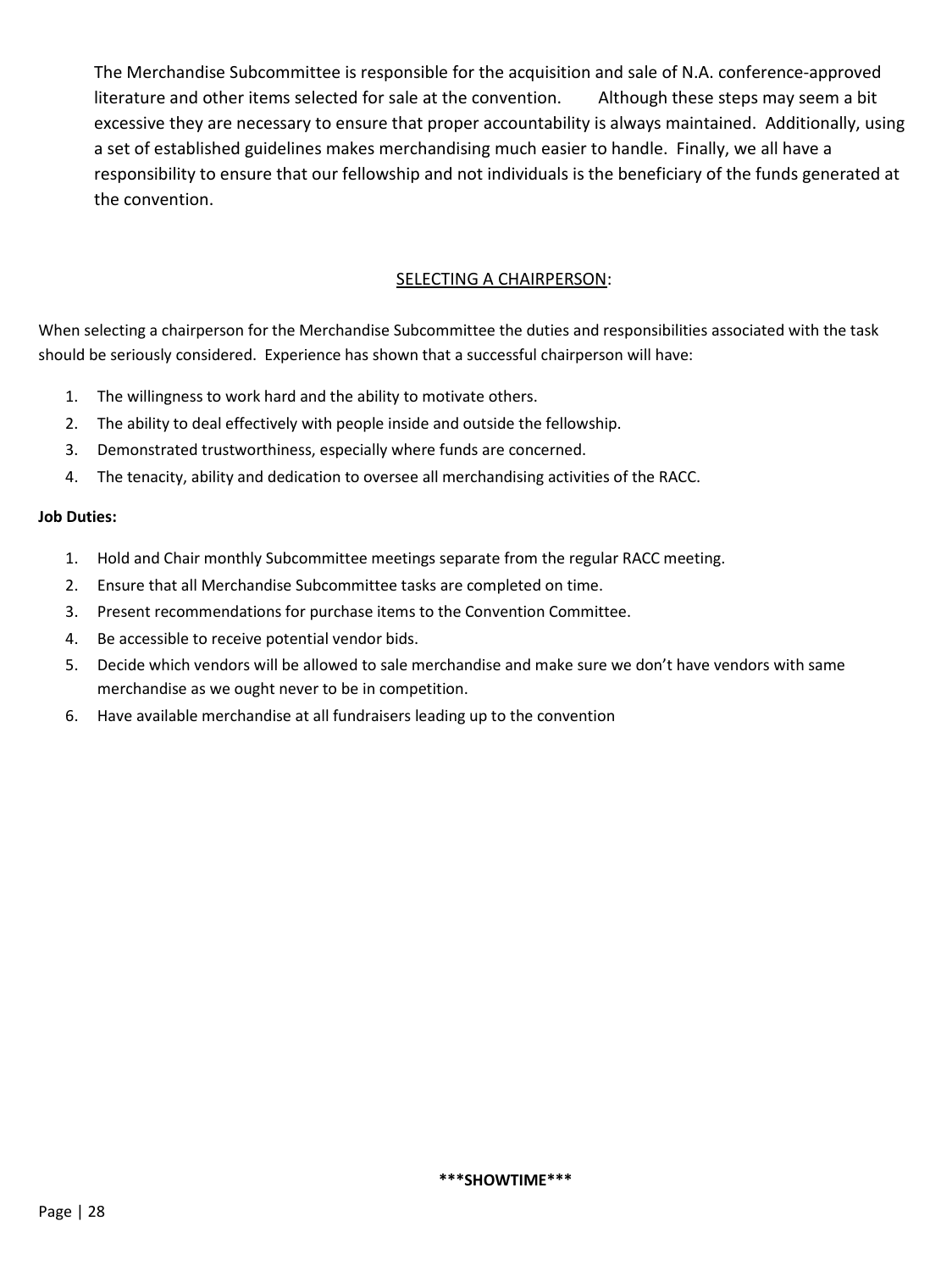The Merchandise Subcommittee is responsible for the acquisition and sale of N.A. conference-approved literature and other items selected for sale at the convention.   Although these steps may seem a bit excessive they are necessary to ensure that proper accountability is always maintained. Additionally, using a set of established guidelines makes merchandising much easier to handle. Finally, we all have a responsibility to ensure that our fellowship and not individuals is the beneficiary of the funds generated at the convention.

## SELECTING A CHAIRPERSON:

When selecting a chairperson for the Merchandise Subcommittee the duties and responsibilities associated with the task should be seriously considered. Experience has shown that a successful chairperson will have:

1. The willingness to work hard and the ability to motivate others.
2. The ability to deal effectively with people inside and outside the fellowship.
3. Demonstrated trustworthiness, especially where funds are concerned.
4. The tenacity, ability and dedication to oversee all merchandising activities of the RACC.

**Job Duties:**

1. Hold and Chair monthly Subcommittee meetings separate from the regular RACC meeting.
2. Ensure that all Merchandise Subcommittee tasks are completed on time.
3. Present recommendations for purchase items to the Convention Committee.
4. Be accessible to receive potential vendor bids.
5. Decide which vendors will be allowed to sale merchandise and make sure we don't have vendors with same merchandise as we ought never to be in competition.
6. Have available merchandise at all fundraisers leading up to the convention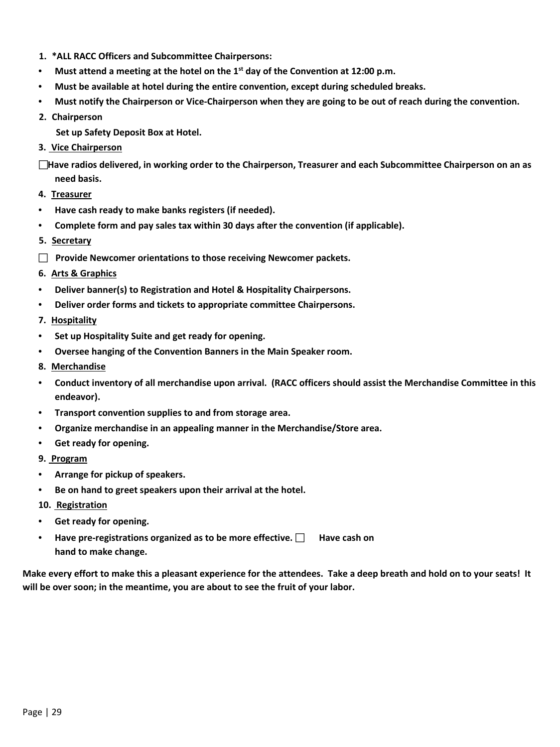1. **\*ALL RACC Officers and Subcommittee Chairpersons:**

- **Must attend a meeting at the hotel on the 1st day of the Convention at 12:00 p.m.**
- **Must be available at hotel during the entire convention, except during scheduled breaks.**
- **Must notify the Chairperson or Vice-Chairperson when they are going to be out of reach during the convention.**

2. **Chairperson**

   **Set up Safety Deposit Box at Hotel.**

3. **<u>Vice Chairperson</u>**

- [ ] **Have radios delivered, in working order to the Chairperson, Treasurer and each Subcommittee Chairperson on an as need basis.**

4. **<u>Treasurer</u>**

- **Have cash ready to make banks registers (if needed).**
- **Complete form and pay sales tax within 30 days after the convention (if applicable).**

5. **<u>Secretary</u>**

- [ ] **Provide Newcomer orientations to those receiving Newcomer packets.**

6. **<u>Arts & Graphics</u>**

- **Deliver banner(s) to Registration and Hotel & Hospitality Chairpersons.**
- **Deliver order forms and tickets to appropriate committee Chairpersons.**

7. **<u>Hospitality</u>**

- **Set up Hospitality Suite and get ready for opening.**
- **Oversee hanging of the Convention Banners in the Main Speaker room.**

8. **<u>Merchandise</u>**

- **Conduct inventory of all merchandise upon arrival. (RACC officers should assist the Merchandise Committee in this endeavor).**
- **Transport convention supplies to and from storage area.**
- **Organize merchandise in an appealing manner in the Merchandise/Store area.**
- **Get ready for opening.**

9. **<u>Program</u>**

- **Arrange for pickup of speakers.**
- **Be on hand to greet speakers upon their arrival at the hotel.**

10. **<u>Registration</u>**

- **Get ready for opening.**
- **Have pre-registrations organized as to be more effective.** ☐ **Have cash on hand to make change.**

**Make every effort to make this a pleasant experience for the attendees. Take a deep breath and hold on to your seats! It will be over soon; in the meantime, you are about to see the fruit of your labor.**